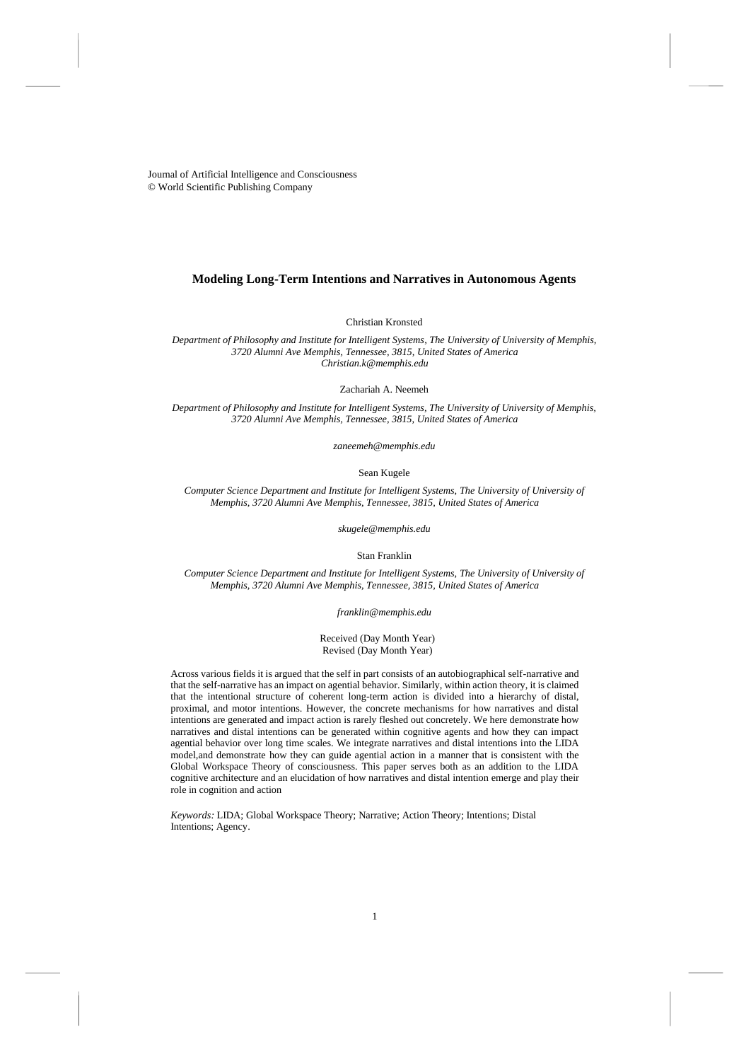Journal of Artificial Intelligence and Consciousness
© World Scientific Publishing Company

# Modeling Long-Term Intentions and Narratives in Autonomous Agents

Christian Kronsted

*Department of Philosophy and Institute for Intelligent Systems, The University of University of Memphis, 3720 Alumni Ave Memphis, Tennessee, 3815, United States of America*
*Christian.k@memphis.edu*

Zachariah A. Neemeh

*Department of Philosophy and Institute for Intelligent Systems, The University of University of Memphis, 3720 Alumni Ave Memphis, Tennessee, 3815, United States of America*

*zaneemeh@memphis.edu*

Sean Kugele

*Computer Science Department and Institute for Intelligent Systems, The University of University of Memphis, 3720 Alumni Ave Memphis, Tennessee, 3815, United States of America*

*skugele@memphis.edu*

Stan Franklin

*Computer Science Department and Institute for Intelligent Systems, The University of University of Memphis, 3720 Alumni Ave Memphis, Tennessee, 3815, United States of America*

*franklin@memphis.edu*

Received (Day Month Year)
Revised (Day Month Year)

Across various fields it is argued that the self in part consists of an autobiographical self-narrative and that the self-narrative has an impact on agential behavior. Similarly, within action theory, it is claimed that the intentional structure of coherent long-term action is divided into a hierarchy of distal, proximal, and motor intentions. However, the concrete mechanisms for how narratives and distal intentions are generated and impact action is rarely fleshed out concretely. We here demonstrate how narratives and distal intentions can be generated within cognitive agents and how they can impact agential behavior over long time scales. We integrate narratives and distal intentions into the LIDA model,and demonstrate how they can guide agential action in a manner that is consistent with the Global Workspace Theory of consciousness. This paper serves both as an addition to the LIDA cognitive architecture and an elucidation of how narratives and distal intention emerge and play their role in cognition and action

*Keywords:* LIDA; Global Workspace Theory; Narrative; Action Theory; Intentions; Distal Intentions; Agency.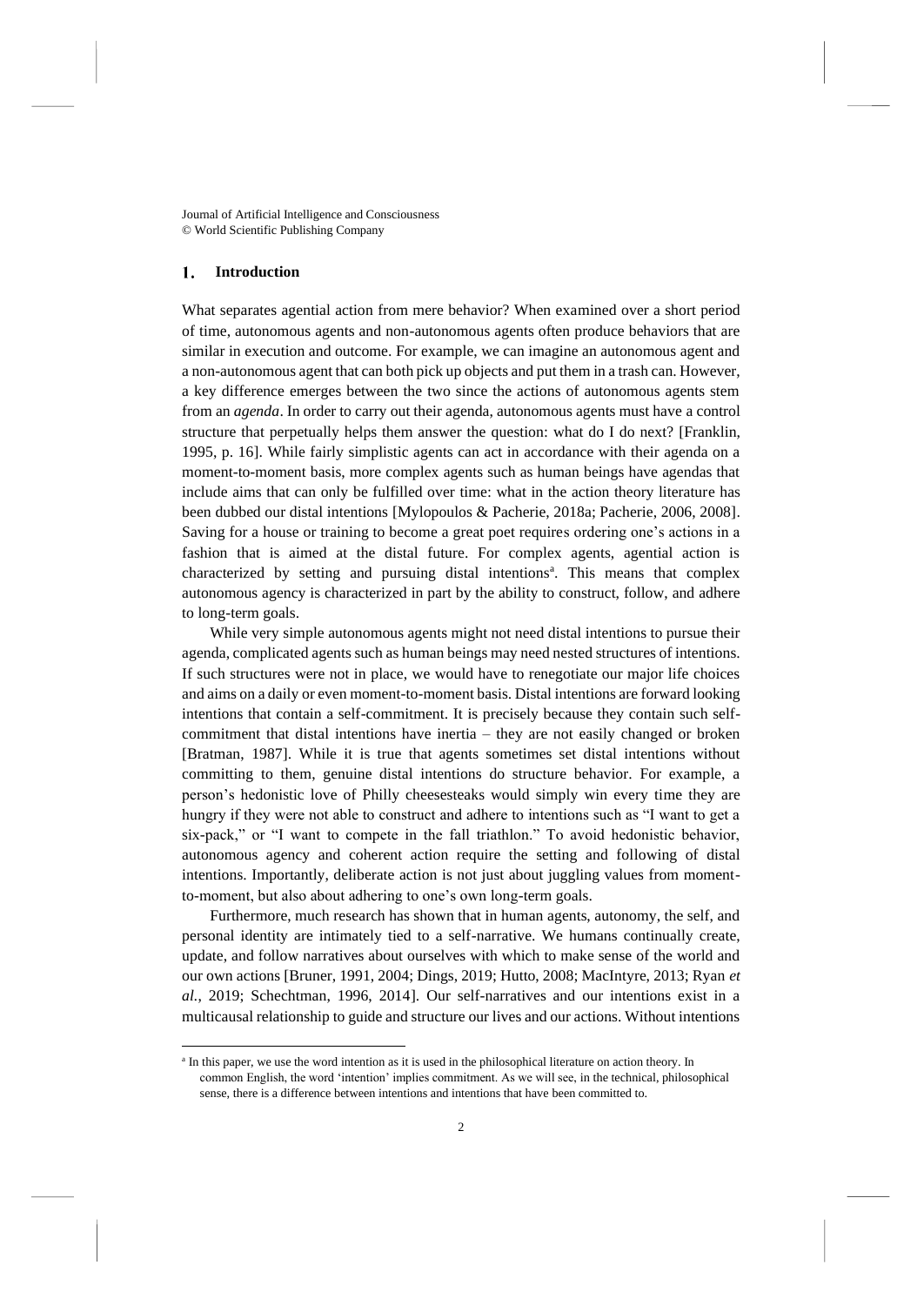## 1. Introduction

What separates agential action from mere behavior? When examined over a short period of time, autonomous agents and non-autonomous agents often produce behaviors that are similar in execution and outcome. For example, we can imagine an autonomous agent and a non-autonomous agent that can both pick up objects and put them in a trash can. However, a key difference emerges between the two since the actions of autonomous agents stem from an *agenda*. In order to carry out their agenda, autonomous agents must have a control structure that perpetually helps them answer the question: what do I do next? [Franklin, 1995, p. 16]. While fairly simplistic agents can act in accordance with their agenda on a moment-to-moment basis, more complex agents such as human beings have agendas that include aims that can only be fulfilled over time: what in the action theory literature has been dubbed our distal intentions [Mylopoulos & Pacherie, 2018a; Pacherie, 2006, 2008]. Saving for a house or training to become a great poet requires ordering one's actions in a fashion that is aimed at the distal future. For complex agents, agential action is characterized by setting and pursuing distal intentions[a]. This means that complex autonomous agency is characterized in part by the ability to construct, follow, and adhere to long-term goals.

While very simple autonomous agents might not need distal intentions to pursue their agenda, complicated agents such as human beings may need nested structures of intentions. If such structures were not in place, we would have to renegotiate our major life choices and aims on a daily or even moment-to-moment basis. Distal intentions are forward looking intentions that contain a self-commitment. It is precisely because they contain such self-commitment that distal intentions have inertia – they are not easily changed or broken [Bratman, 1987]. While it is true that agents sometimes set distal intentions without committing to them, genuine distal intentions do structure behavior. For example, a person's hedonistic love of Philly cheesesteaks would simply win every time they are hungry if they were not able to construct and adhere to intentions such as "I want to get a six-pack," or "I want to compete in the fall triathlon." To avoid hedonistic behavior, autonomous agency and coherent action require the setting and following of distal intentions. Importantly, deliberate action is not just about juggling values from moment-to-moment, but also about adhering to one's own long-term goals.

Furthermore, much research has shown that in human agents, autonomy, the self, and personal identity are intimately tied to a self-narrative. We humans continually create, update, and follow narratives about ourselves with which to make sense of the world and our own actions [Bruner, 1991, 2004; Dings, 2019; Hutto, 2008; MacIntyre, 2013; Ryan *et al.*, 2019; Schechtman, 1996, 2014]. Our self-narratives and our intentions exist in a multicausal relationship to guide and structure our lives and our actions. Without intentions

[a] In this paper, we use the word intention as it is used in the philosophical literature on action theory. In common English, the word 'intention' implies commitment. As we will see, in the technical, philosophical sense, there is a difference between intentions and intentions that have been committed to.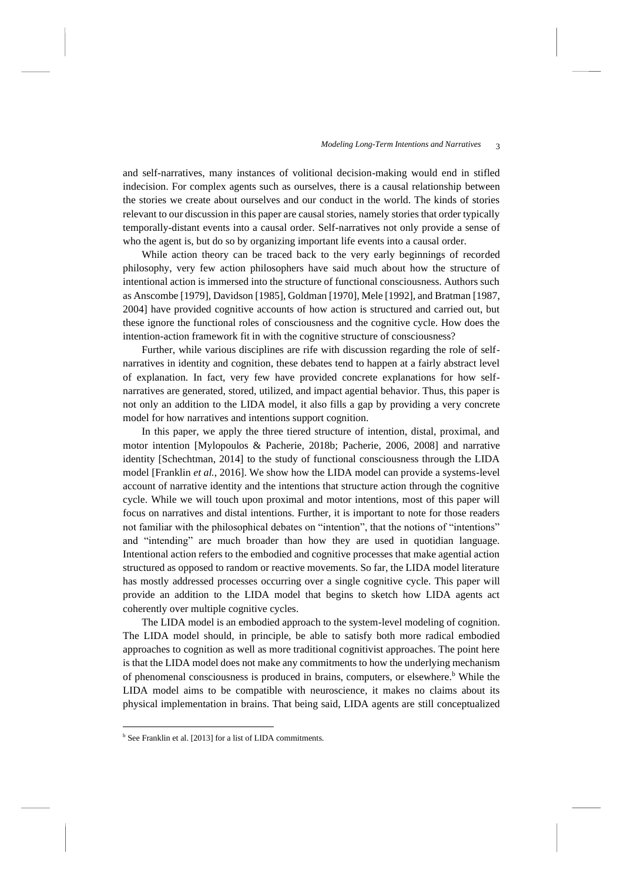and self-narratives, many instances of volitional decision-making would end in stifled indecision. For complex agents such as ourselves, there is a causal relationship between the stories we create about ourselves and our conduct in the world. The kinds of stories relevant to our discussion in this paper are causal stories, namely stories that order typically temporally-distant events into a causal order. Self-narratives not only provide a sense of who the agent is, but do so by organizing important life events into a causal order.

While action theory can be traced back to the very early beginnings of recorded philosophy, very few action philosophers have said much about how the structure of intentional action is immersed into the structure of functional consciousness. Authors such as Anscombe [1979], Davidson [1985], Goldman [1970], Mele [1992], and Bratman [1987, 2004] have provided cognitive accounts of how action is structured and carried out, but these ignore the functional roles of consciousness and the cognitive cycle. How does the intention-action framework fit in with the cognitive structure of consciousness?

Further, while various disciplines are rife with discussion regarding the role of self-narratives in identity and cognition, these debates tend to happen at a fairly abstract level of explanation. In fact, very few have provided concrete explanations for how self-narratives are generated, stored, utilized, and impact agential behavior. Thus, this paper is not only an addition to the LIDA model, it also fills a gap by providing a very concrete model for how narratives and intentions support cognition.

In this paper, we apply the three tiered structure of intention, distal, proximal, and motor intention [Mylopoulos & Pacherie, 2018b; Pacherie, 2006, 2008] and narrative identity [Schechtman, 2014] to the study of functional consciousness through the LIDA model [Franklin *et al.*, 2016]. We show how the LIDA model can provide a systems-level account of narrative identity and the intentions that structure action through the cognitive cycle. While we will touch upon proximal and motor intentions, most of this paper will focus on narratives and distal intentions. Further, it is important to note for those readers not familiar with the philosophical debates on "intention", that the notions of "intentions" and "intending" are much broader than how they are used in quotidian language. Intentional action refers to the embodied and cognitive processes that make agential action structured as opposed to random or reactive movements. So far, the LIDA model literature has mostly addressed processes occurring over a single cognitive cycle. This paper will provide an addition to the LIDA model that begins to sketch how LIDA agents act coherently over multiple cognitive cycles.

The LIDA model is an embodied approach to the system-level modeling of cognition. The LIDA model should, in principle, be able to satisfy both more radical embodied approaches to cognition as well as more traditional cognitivist approaches. The point here is that the LIDA model does not make any commitments to how the underlying mechanism of phenomenal consciousness is produced in brains, computers, or elsewhere.[b] While the LIDA model aims to be compatible with neuroscience, it makes no claims about its physical implementation in brains. That being said, LIDA agents are still conceptualized

[b] See Franklin et al. [2013] for a list of LIDA commitments.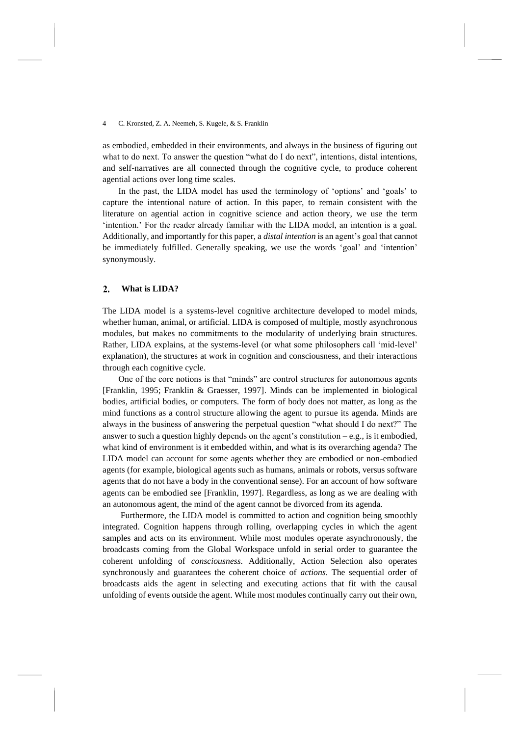as embodied, embedded in their environments, and always in the business of figuring out what to do next. To answer the question "what do I do next", intentions, distal intentions, and self-narratives are all connected through the cognitive cycle, to produce coherent agential actions over long time scales.

In the past, the LIDA model has used the terminology of 'options' and 'goals' to capture the intentional nature of action. In this paper, to remain consistent with the literature on agential action in cognitive science and action theory, we use the term 'intention.' For the reader already familiar with the LIDA model, an intention is a goal. Additionally, and importantly for this paper, a *distal intention* is an agent's goal that cannot be immediately fulfilled. Generally speaking, we use the words 'goal' and 'intention' synonymously.

## 2. What is LIDA?

The LIDA model is a systems-level cognitive architecture developed to model minds, whether human, animal, or artificial. LIDA is composed of multiple, mostly asynchronous modules, but makes no commitments to the modularity of underlying brain structures. Rather, LIDA explains, at the systems-level (or what some philosophers call 'mid-level' explanation), the structures at work in cognition and consciousness, and their interactions through each cognitive cycle.

One of the core notions is that "minds" are control structures for autonomous agents [Franklin, 1995; Franklin & Graesser, 1997]. Minds can be implemented in biological bodies, artificial bodies, or computers. The form of body does not matter, as long as the mind functions as a control structure allowing the agent to pursue its agenda. Minds are always in the business of answering the perpetual question "what should I do next?" The answer to such a question highly depends on the agent's constitution – e.g., is it embodied, what kind of environment is it embedded within, and what is its overarching agenda? The LIDA model can account for some agents whether they are embodied or non-embodied agents (for example, biological agents such as humans, animals or robots, versus software agents that do not have a body in the conventional sense). For an account of how software agents can be embodied see [Franklin, 1997]. Regardless, as long as we are dealing with an autonomous agent, the mind of the agent cannot be divorced from its agenda.

Furthermore, the LIDA model is committed to action and cognition being smoothly integrated. Cognition happens through rolling, overlapping cycles in which the agent samples and acts on its environment. While most modules operate asynchronously, the broadcasts coming from the Global Workspace unfold in serial order to guarantee the coherent unfolding of *consciousness*. Additionally, Action Selection also operates synchronously and guarantees the coherent choice of *actions*. The sequential order of broadcasts aids the agent in selecting and executing actions that fit with the causal unfolding of events outside the agent. While most modules continually carry out their own,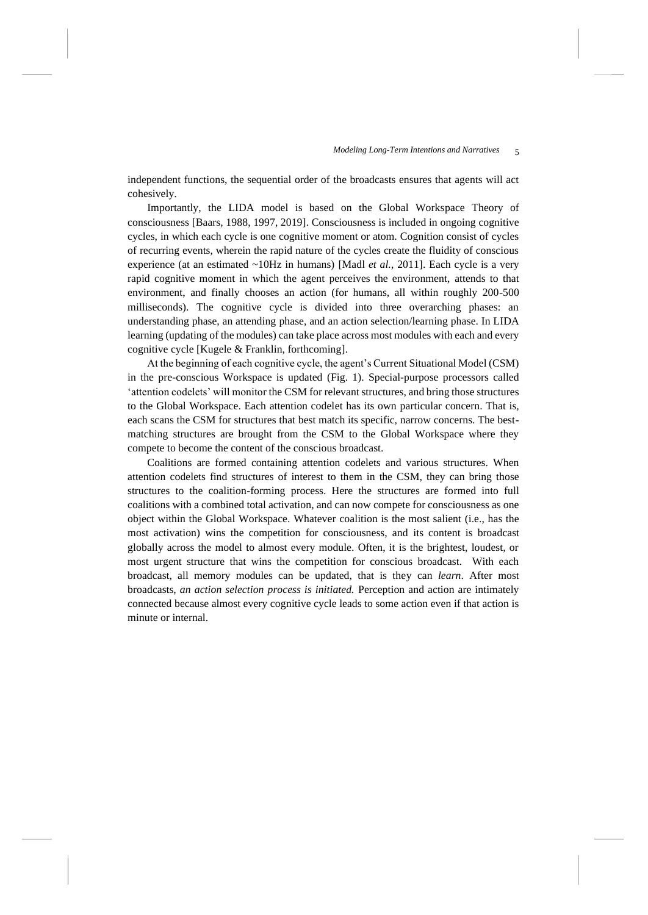independent functions, the sequential order of the broadcasts ensures that agents will act cohesively.

Importantly, the LIDA model is based on the Global Workspace Theory of consciousness [Baars, 1988, 1997, 2019]. Consciousness is included in ongoing cognitive cycles, in which each cycle is one cognitive moment or atom. Cognition consist of cycles of recurring events, wherein the rapid nature of the cycles create the fluidity of conscious experience (at an estimated ~10Hz in humans) [Madl *et al.*, 2011]. Each cycle is a very rapid cognitive moment in which the agent perceives the environment, attends to that environment, and finally chooses an action (for humans, all within roughly 200-500 milliseconds). The cognitive cycle is divided into three overarching phases: an understanding phase, an attending phase, and an action selection/learning phase. In LIDA learning (updating of the modules) can take place across most modules with each and every cognitive cycle [Kugele & Franklin, forthcoming].

At the beginning of each cognitive cycle, the agent's Current Situational Model (CSM) in the pre-conscious Workspace is updated (Fig. 1). Special-purpose processors called 'attention codelets' will monitor the CSM for relevant structures, and bring those structures to the Global Workspace. Each attention codelet has its own particular concern. That is, each scans the CSM for structures that best match its specific, narrow concerns. The best-matching structures are brought from the CSM to the Global Workspace where they compete to become the content of the conscious broadcast.

Coalitions are formed containing attention codelets and various structures. When attention codelets find structures of interest to them in the CSM, they can bring those structures to the coalition-forming process. Here the structures are formed into full coalitions with a combined total activation, and can now compete for consciousness as one object within the Global Workspace. Whatever coalition is the most salient (i.e., has the most activation) wins the competition for consciousness, and its content is broadcast globally across the model to almost every module. Often, it is the brightest, loudest, or most urgent structure that wins the competition for conscious broadcast. With each broadcast, all memory modules can be updated, that is they can *learn*. After most broadcasts, *an action selection process is initiated.* Perception and action are intimately connected because almost every cognitive cycle leads to some action even if that action is minute or internal.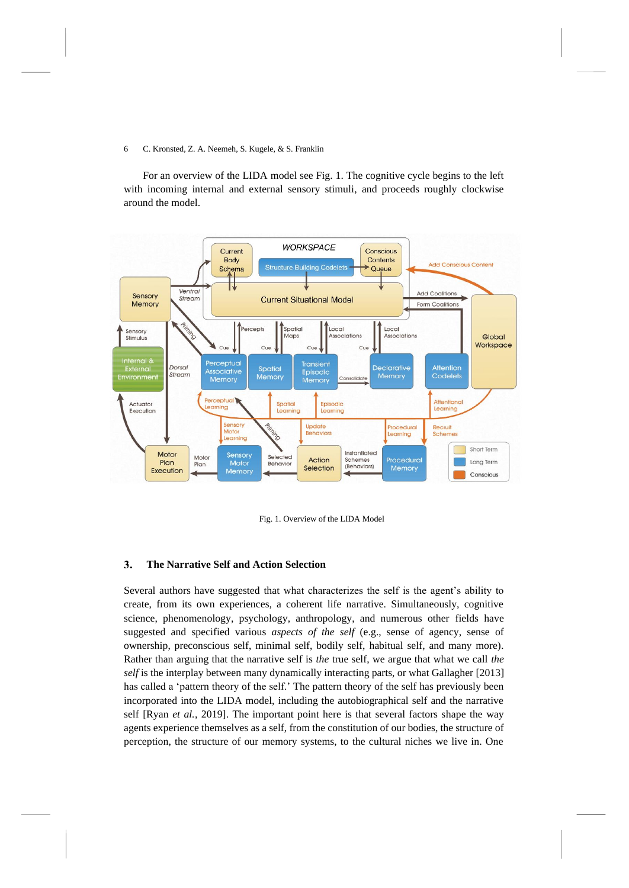For an overview of the LIDA model see Fig. 1. The cognitive cycle begins to the left with incoming internal and external sensory stimuli, and proceeds roughly clockwise around the model.

Fig. 1. Overview of the LIDA Model

## 3. The Narrative Self and Action Selection

Several authors have suggested that what characterizes the self is the agent's ability to create, from its own experiences, a coherent life narrative. Simultaneously, cognitive science, phenomenology, psychology, anthropology, and numerous other fields have suggested and specified various *aspects of the self* (e.g., sense of agency, sense of ownership, preconscious self, minimal self, bodily self, habitual self, and many more). Rather than arguing that the narrative self is *the* true self, we argue that what we call *the self* is the interplay between many dynamically interacting parts, or what Gallagher [2013] has called a 'pattern theory of the self.' The pattern theory of the self has previously been incorporated into the LIDA model, including the autobiographical self and the narrative self [Ryan *et al.*, 2019]. The important point here is that several factors shape the way agents experience themselves as a self, from the constitution of our bodies, the structure of perception, the structure of our memory systems, to the cultural niches we live in. One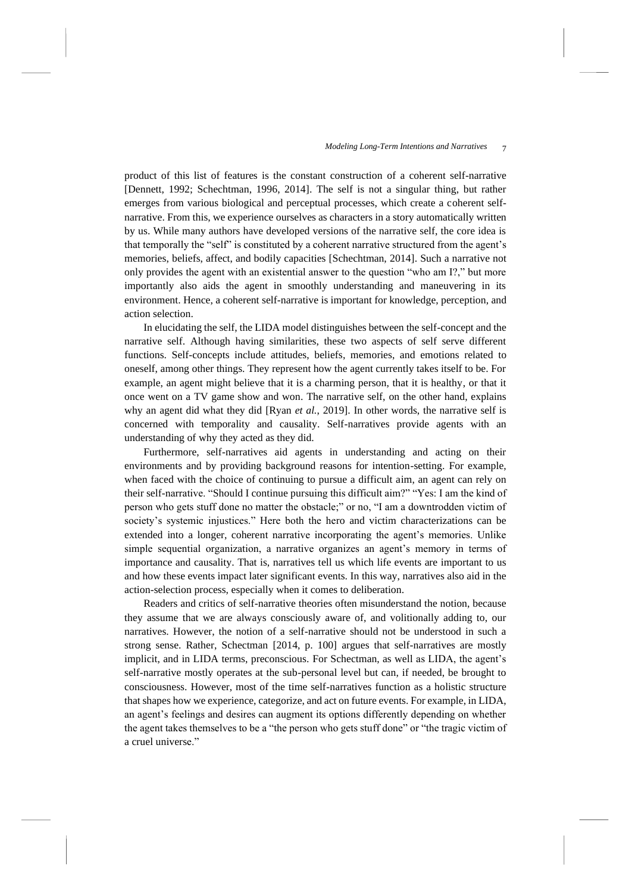product of this list of features is the constant construction of a coherent self-narrative [Dennett, 1992; Schechtman, 1996, 2014]. The self is not a singular thing, but rather emerges from various biological and perceptual processes, which create a coherent self-narrative. From this, we experience ourselves as characters in a story automatically written by us. While many authors have developed versions of the narrative self, the core idea is that temporally the "self" is constituted by a coherent narrative structured from the agent's memories, beliefs, affect, and bodily capacities [Schechtman, 2014]. Such a narrative not only provides the agent with an existential answer to the question "who am I?," but more importantly also aids the agent in smoothly understanding and maneuvering in its environment. Hence, a coherent self-narrative is important for knowledge, perception, and action selection.

In elucidating the self, the LIDA model distinguishes between the self-concept and the narrative self. Although having similarities, these two aspects of self serve different functions. Self-concepts include attitudes, beliefs, memories, and emotions related to oneself, among other things. They represent how the agent currently takes itself to be. For example, an agent might believe that it is a charming person, that it is healthy, or that it once went on a TV game show and won. The narrative self, on the other hand, explains why an agent did what they did [Ryan *et al.*, 2019]. In other words, the narrative self is concerned with temporality and causality. Self-narratives provide agents with an understanding of why they acted as they did.

Furthermore, self-narratives aid agents in understanding and acting on their environments and by providing background reasons for intention-setting. For example, when faced with the choice of continuing to pursue a difficult aim, an agent can rely on their self-narrative. "Should I continue pursuing this difficult aim?" "Yes: I am the kind of person who gets stuff done no matter the obstacle;" or no, "I am a downtrodden victim of society's systemic injustices." Here both the hero and victim characterizations can be extended into a longer, coherent narrative incorporating the agent's memories. Unlike simple sequential organization, a narrative organizes an agent's memory in terms of importance and causality. That is, narratives tell us which life events are important to us and how these events impact later significant events. In this way, narratives also aid in the action-selection process, especially when it comes to deliberation.

Readers and critics of self-narrative theories often misunderstand the notion, because they assume that we are always consciously aware of, and volitionally adding to, our narratives. However, the notion of a self-narrative should not be understood in such a strong sense. Rather, Schectman [2014, p. 100] argues that self-narratives are mostly implicit, and in LIDA terms, preconscious. For Schectman, as well as LIDA, the agent's self-narrative mostly operates at the sub-personal level but can, if needed, be brought to consciousness. However, most of the time self-narratives function as a holistic structure that shapes how we experience, categorize, and act on future events. For example, in LIDA, an agent's feelings and desires can augment its options differently depending on whether the agent takes themselves to be a "the person who gets stuff done" or "the tragic victim of a cruel universe."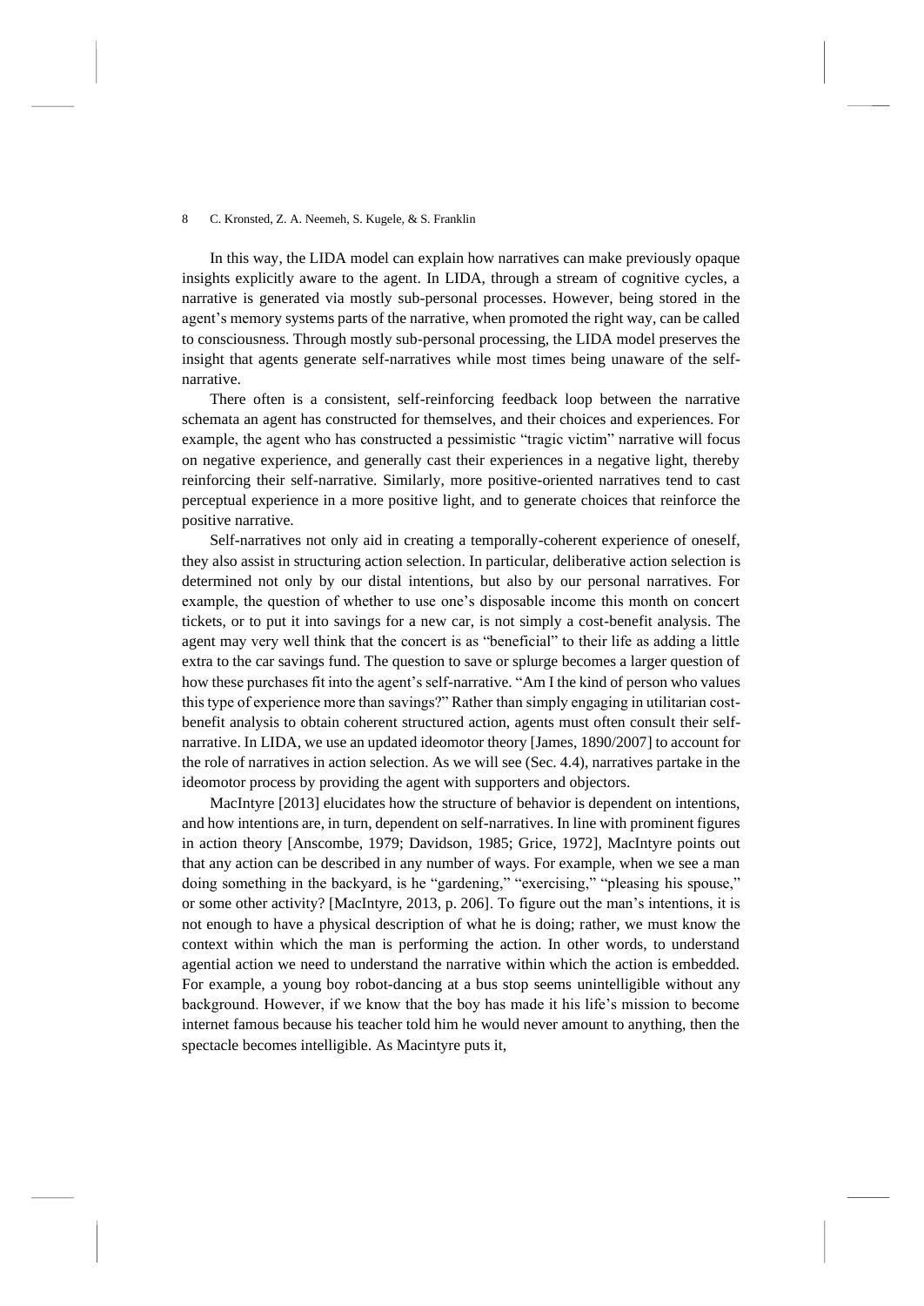In this way, the LIDA model can explain how narratives can make previously opaque insights explicitly aware to the agent. In LIDA, through a stream of cognitive cycles, a narrative is generated via mostly sub-personal processes. However, being stored in the agent's memory systems parts of the narrative, when promoted the right way, can be called to consciousness. Through mostly sub-personal processing, the LIDA model preserves the insight that agents generate self-narratives while most times being unaware of the self-narrative.

There often is a consistent, self-reinforcing feedback loop between the narrative schemata an agent has constructed for themselves, and their choices and experiences. For example, the agent who has constructed a pessimistic "tragic victim" narrative will focus on negative experience, and generally cast their experiences in a negative light, thereby reinforcing their self-narrative. Similarly, more positive-oriented narratives tend to cast perceptual experience in a more positive light, and to generate choices that reinforce the positive narrative.

Self-narratives not only aid in creating a temporally-coherent experience of oneself, they also assist in structuring action selection. In particular, deliberative action selection is determined not only by our distal intentions, but also by our personal narratives. For example, the question of whether to use one's disposable income this month on concert tickets, or to put it into savings for a new car, is not simply a cost-benefit analysis. The agent may very well think that the concert is as "beneficial" to their life as adding a little extra to the car savings fund. The question to save or splurge becomes a larger question of how these purchases fit into the agent's self-narrative. "Am I the kind of person who values this type of experience more than savings?" Rather than simply engaging in utilitarian cost-benefit analysis to obtain coherent structured action, agents must often consult their self-narrative. In LIDA, we use an updated ideomotor theory [James, 1890/2007] to account for the role of narratives in action selection. As we will see (Sec. 4.4), narratives partake in the ideomotor process by providing the agent with supporters and objectors.

MacIntyre [2013] elucidates how the structure of behavior is dependent on intentions, and how intentions are, in turn, dependent on self-narratives. In line with prominent figures in action theory [Anscombe, 1979; Davidson, 1985; Grice, 1972], MacIntyre points out that any action can be described in any number of ways. For example, when we see a man doing something in the backyard, is he "gardening," "exercising," "pleasing his spouse," or some other activity? [MacIntyre, 2013, p. 206]. To figure out the man's intentions, it is not enough to have a physical description of what he is doing; rather, we must know the context within which the man is performing the action. In other words, to understand agential action we need to understand the narrative within which the action is embedded. For example, a young boy robot-dancing at a bus stop seems unintelligible without any background. However, if we know that the boy has made it his life's mission to become internet famous because his teacher told him he would never amount to anything, then the spectacle becomes intelligible. As Macintyre puts it,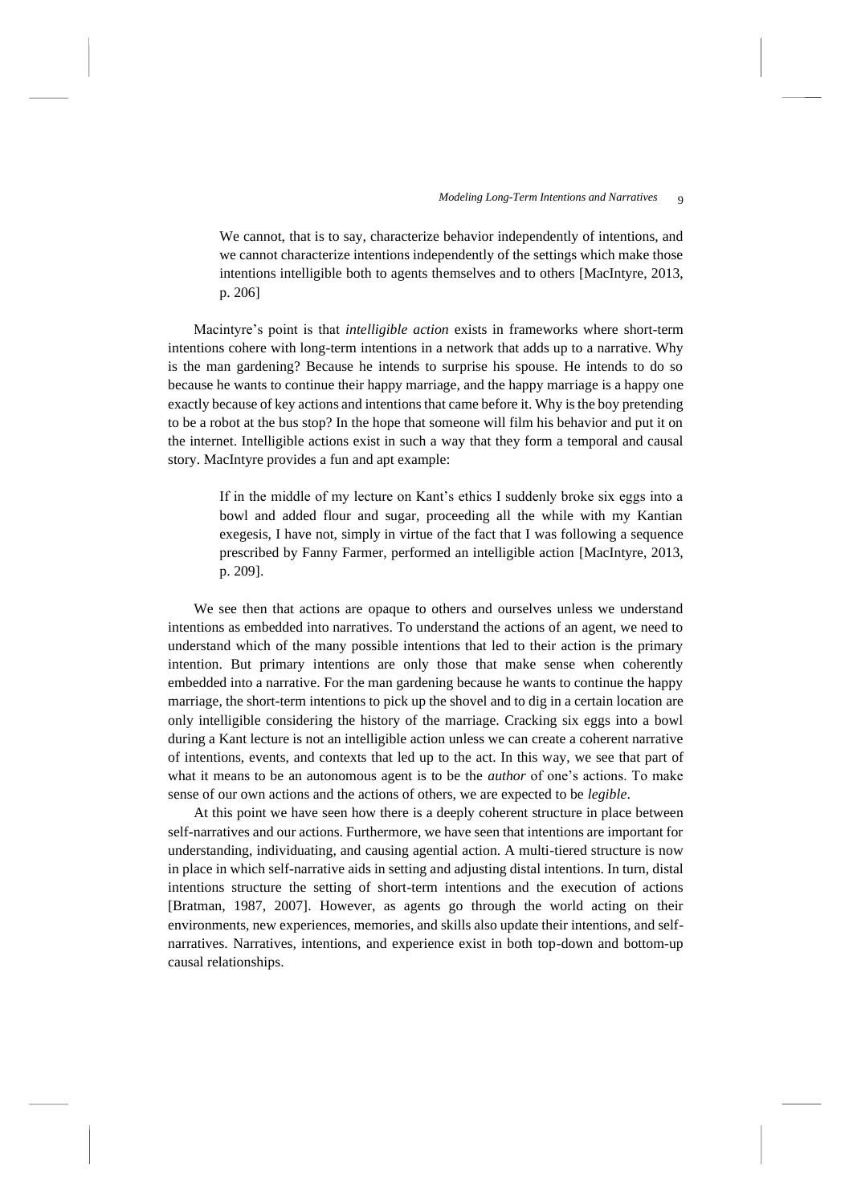> We cannot, that is to say, characterize behavior independently of intentions, and we cannot characterize intentions independently of the settings which make those intentions intelligible both to agents themselves and to others [MacIntyre, 2013, p. 206]

Macintyre's point is that *intelligible action* exists in frameworks where short-term intentions cohere with long-term intentions in a network that adds up to a narrative. Why is the man gardening? Because he intends to surprise his spouse. He intends to do so because he wants to continue their happy marriage, and the happy marriage is a happy one exactly because of key actions and intentions that came before it. Why is the boy pretending to be a robot at the bus stop? In the hope that someone will film his behavior and put it on the internet. Intelligible actions exist in such a way that they form a temporal and causal story. MacIntyre provides a fun and apt example:

> If in the middle of my lecture on Kant's ethics I suddenly broke six eggs into a bowl and added flour and sugar, proceeding all the while with my Kantian exegesis, I have not, simply in virtue of the fact that I was following a sequence prescribed by Fanny Farmer, performed an intelligible action [MacIntyre, 2013, p. 209].

We see then that actions are opaque to others and ourselves unless we understand intentions as embedded into narratives. To understand the actions of an agent, we need to understand which of the many possible intentions that led to their action is the primary intention. But primary intentions are only those that make sense when coherently embedded into a narrative. For the man gardening because he wants to continue the happy marriage, the short-term intentions to pick up the shovel and to dig in a certain location are only intelligible considering the history of the marriage. Cracking six eggs into a bowl during a Kant lecture is not an intelligible action unless we can create a coherent narrative of intentions, events, and contexts that led up to the act. In this way, we see that part of what it means to be an autonomous agent is to be the *author* of one's actions. To make sense of our own actions and the actions of others, we are expected to be *legible*.

At this point we have seen how there is a deeply coherent structure in place between self-narratives and our actions. Furthermore, we have seen that intentions are important for understanding, individuating, and causing agential action. A multi-tiered structure is now in place in which self-narrative aids in setting and adjusting distal intentions. In turn, distal intentions structure the setting of short-term intentions and the execution of actions [Bratman, 1987, 2007]. However, as agents go through the world acting on their environments, new experiences, memories, and skills also update their intentions, and self-narratives. Narratives, intentions, and experience exist in both top-down and bottom-up causal relationships.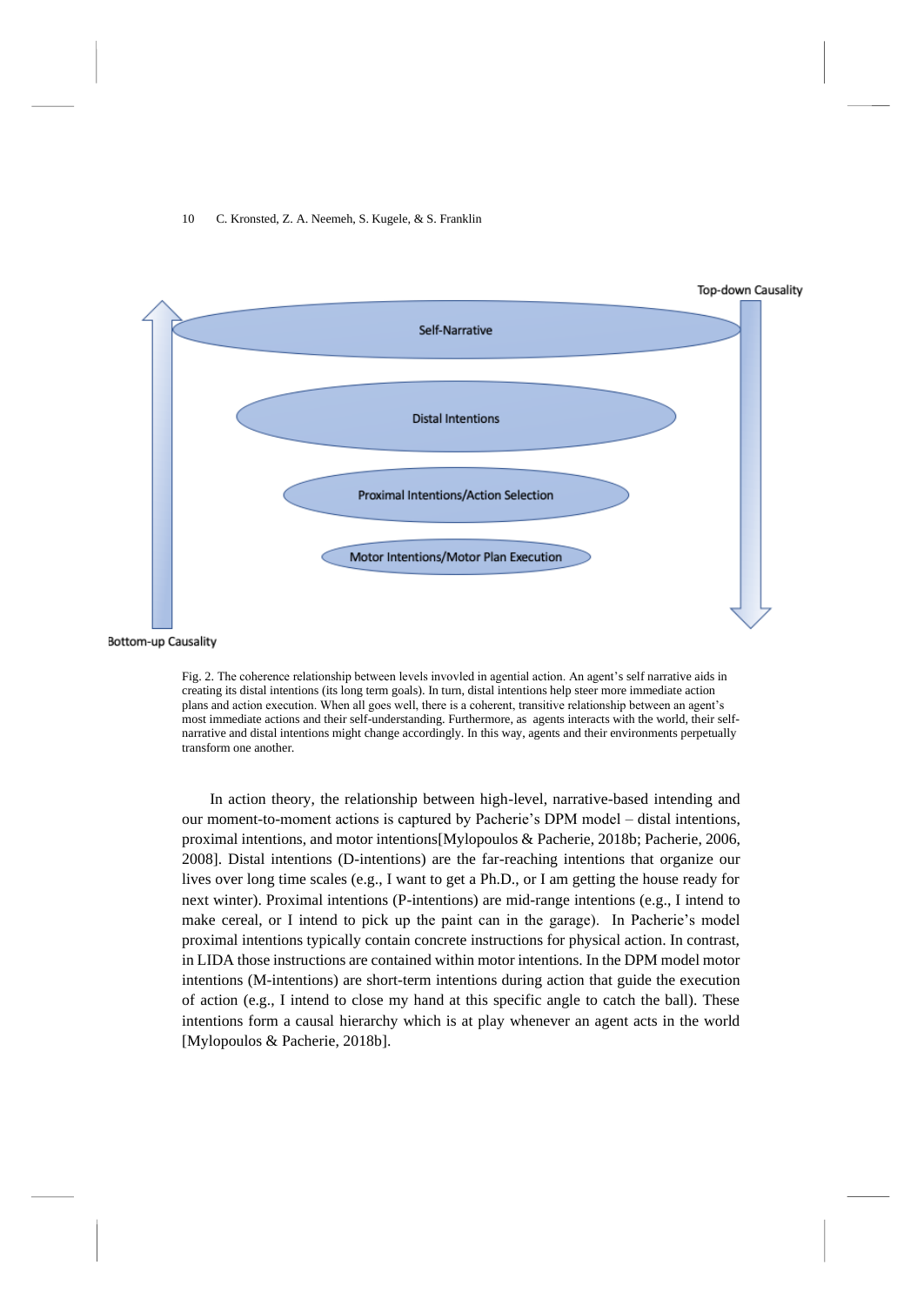Top-down Causality

Self-Narrative

Distal Intentions

Proximal Intentions/Action Selection

Motor Intentions/Motor Plan Execution

Bottom-up Causality

Fig. 2. The coherence relationship between levels invovled in agential action. An agent's self narrative aids in creating its distal intentions (its long term goals). In turn, distal intentions help steer more immediate action plans and action execution. When all goes well, there is a coherent, transitive relationship between an agent's most immediate actions and their self-understanding. Furthermore, as agents interacts with the world, their self-narrative and distal intentions might change accordingly. In this way, agents and their environments perpetually transform one another.

In action theory, the relationship between high-level, narrative-based intending and our moment-to-moment actions is captured by Pacherie's DPM model – distal intentions, proximal intentions, and motor intentions[Mylopoulos & Pacherie, 2018b; Pacherie, 2006, 2008]. Distal intentions (D-intentions) are the far-reaching intentions that organize our lives over long time scales (e.g., I want to get a Ph.D., or I am getting the house ready for next winter). Proximal intentions (P-intentions) are mid-range intentions (e.g., I intend to make cereal, or I intend to pick up the paint can in the garage). In Pacherie's model proximal intentions typically contain concrete instructions for physical action. In contrast, in LIDA those instructions are contained within motor intentions. In the DPM model motor intentions (M-intentions) are short-term intentions during action that guide the execution of action (e.g., I intend to close my hand at this specific angle to catch the ball). These intentions form a causal hierarchy which is at play whenever an agent acts in the world [Mylopoulos & Pacherie, 2018b].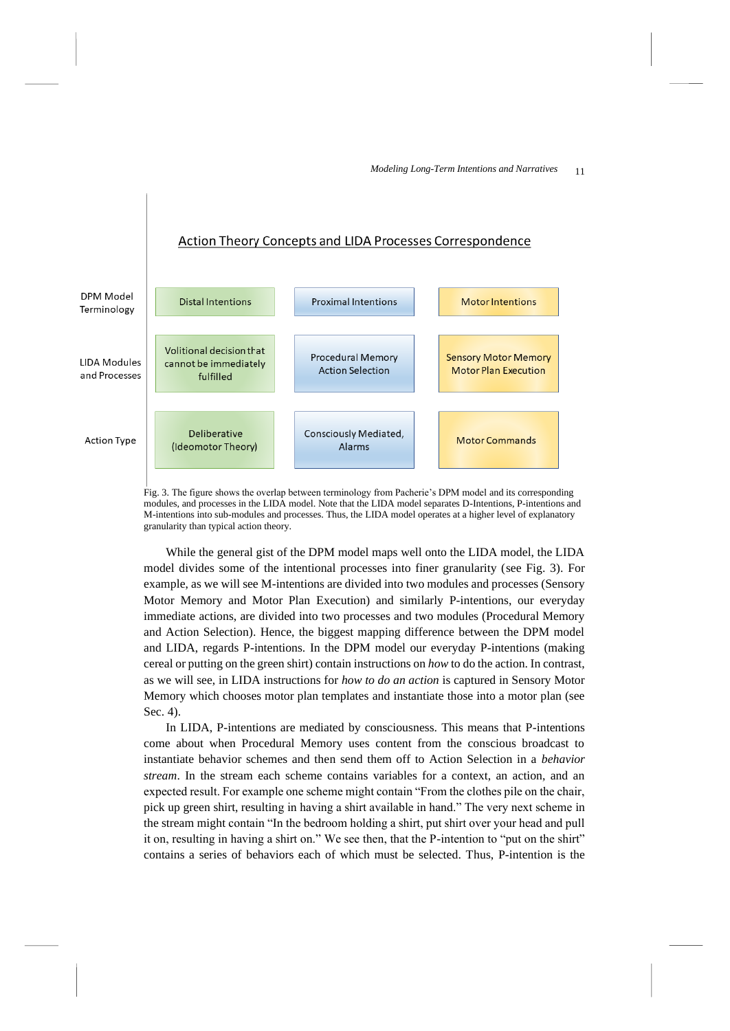## Action Theory Concepts and LIDA Processes Correspondence

| | | | |
|---|---|---|---|
| DPM Model Terminology | Distal Intentions | Proximal Intentions | Motor Intentions |
| LIDA Modules and Processes | Volitional decision that cannot be immediately fulfilled | Procedural Memory Action Selection | Sensory Motor Memory Motor Plan Execution |
| Action Type | Deliberative (Ideomotor Theory) | Consciously Mediated, Alarms | Motor Commands |

Fig. 3. The figure shows the overlap between terminology from Pacherie's DPM model and its corresponding modules, and processes in the LIDA model. Note that the LIDA model separates D-Intentions, P-intentions and M-intentions into sub-modules and processes. Thus, the LIDA model operates at a higher level of explanatory granularity than typical action theory.

While the general gist of the DPM model maps well onto the LIDA model, the LIDA model divides some of the intentional processes into finer granularity (see Fig. 3). For example, as we will see M-intentions are divided into two modules and processes (Sensory Motor Memory and Motor Plan Execution) and similarly P-intentions, our everyday immediate actions, are divided into two processes and two modules (Procedural Memory and Action Selection). Hence, the biggest mapping difference between the DPM model and LIDA, regards P-intentions. In the DPM model our everyday P-intentions (making cereal or putting on the green shirt) contain instructions on *how* to do the action. In contrast, as we will see, in LIDA instructions for *how to do an action* is captured in Sensory Motor Memory which chooses motor plan templates and instantiate those into a motor plan (see Sec. 4).

In LIDA, P-intentions are mediated by consciousness. This means that P-intentions come about when Procedural Memory uses content from the conscious broadcast to instantiate behavior schemes and then send them off to Action Selection in a *behavior stream*. In the stream each scheme contains variables for a context, an action, and an expected result. For example one scheme might contain "From the clothes pile on the chair, pick up green shirt, resulting in having a shirt available in hand." The very next scheme in the stream might contain "In the bedroom holding a shirt, put shirt over your head and pull it on, resulting in having a shirt on." We see then, that the P-intention to "put on the shirt" contains a series of behaviors each of which must be selected. Thus, P-intention is the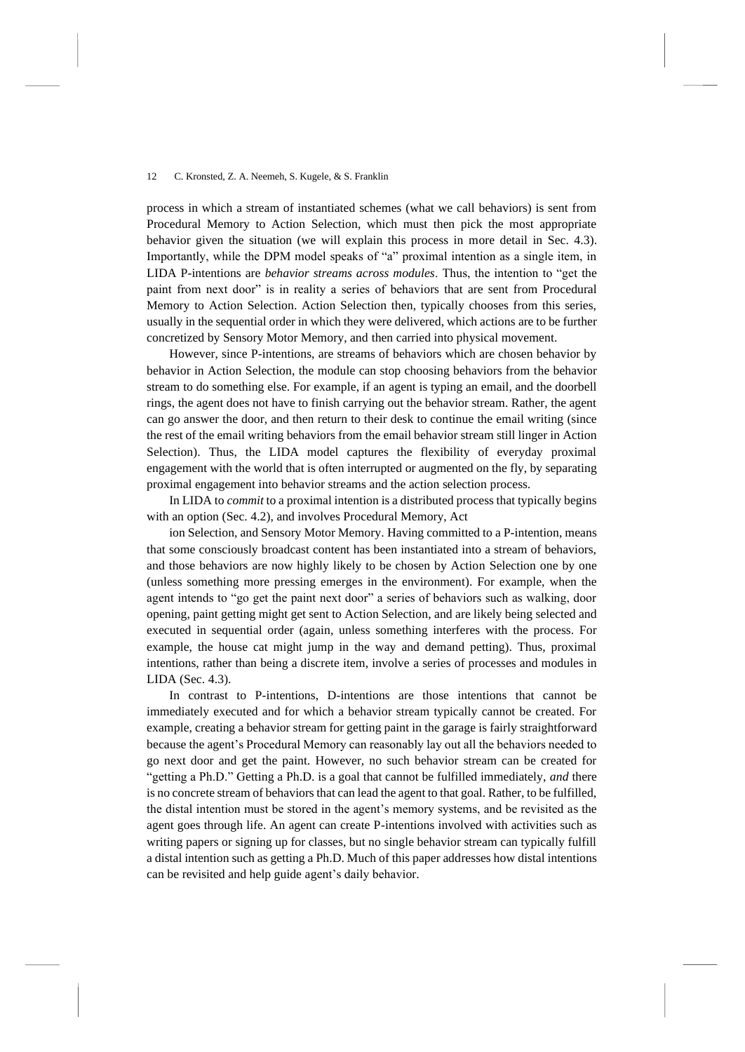process in which a stream of instantiated schemes (what we call behaviors) is sent from Procedural Memory to Action Selection, which must then pick the most appropriate behavior given the situation (we will explain this process in more detail in Sec. 4.3). Importantly, while the DPM model speaks of "a" proximal intention as a single item, in LIDA P-intentions are *behavior streams across modules*. Thus, the intention to "get the paint from next door" is in reality a series of behaviors that are sent from Procedural Memory to Action Selection. Action Selection then, typically chooses from this series, usually in the sequential order in which they were delivered, which actions are to be further concretized by Sensory Motor Memory, and then carried into physical movement.

However, since P-intentions, are streams of behaviors which are chosen behavior by behavior in Action Selection, the module can stop choosing behaviors from the behavior stream to do something else. For example, if an agent is typing an email, and the doorbell rings, the agent does not have to finish carrying out the behavior stream. Rather, the agent can go answer the door, and then return to their desk to continue the email writing (since the rest of the email writing behaviors from the email behavior stream still linger in Action Selection). Thus, the LIDA model captures the flexibility of everyday proximal engagement with the world that is often interrupted or augmented on the fly, by separating proximal engagement into behavior streams and the action selection process.

In LIDA to *commit* to a proximal intention is a distributed process that typically begins with an option (Sec. 4.2), and involves Procedural Memory, Act

ion Selection, and Sensory Motor Memory. Having committed to a P-intention, means that some consciously broadcast content has been instantiated into a stream of behaviors, and those behaviors are now highly likely to be chosen by Action Selection one by one (unless something more pressing emerges in the environment). For example, when the agent intends to "go get the paint next door" a series of behaviors such as walking, door opening, paint getting might get sent to Action Selection, and are likely being selected and executed in sequential order (again, unless something interferes with the process. For example, the house cat might jump in the way and demand petting). Thus, proximal intentions, rather than being a discrete item, involve a series of processes and modules in LIDA (Sec. 4.3).

In contrast to P-intentions, D-intentions are those intentions that cannot be immediately executed and for which a behavior stream typically cannot be created. For example, creating a behavior stream for getting paint in the garage is fairly straightforward because the agent's Procedural Memory can reasonably lay out all the behaviors needed to go next door and get the paint. However, no such behavior stream can be created for "getting a Ph.D." Getting a Ph.D. is a goal that cannot be fulfilled immediately, *and* there is no concrete stream of behaviors that can lead the agent to that goal. Rather, to be fulfilled, the distal intention must be stored in the agent's memory systems, and be revisited as the agent goes through life. An agent can create P-intentions involved with activities such as writing papers or signing up for classes, but no single behavior stream can typically fulfill a distal intention such as getting a Ph.D. Much of this paper addresses how distal intentions can be revisited and help guide agent's daily behavior.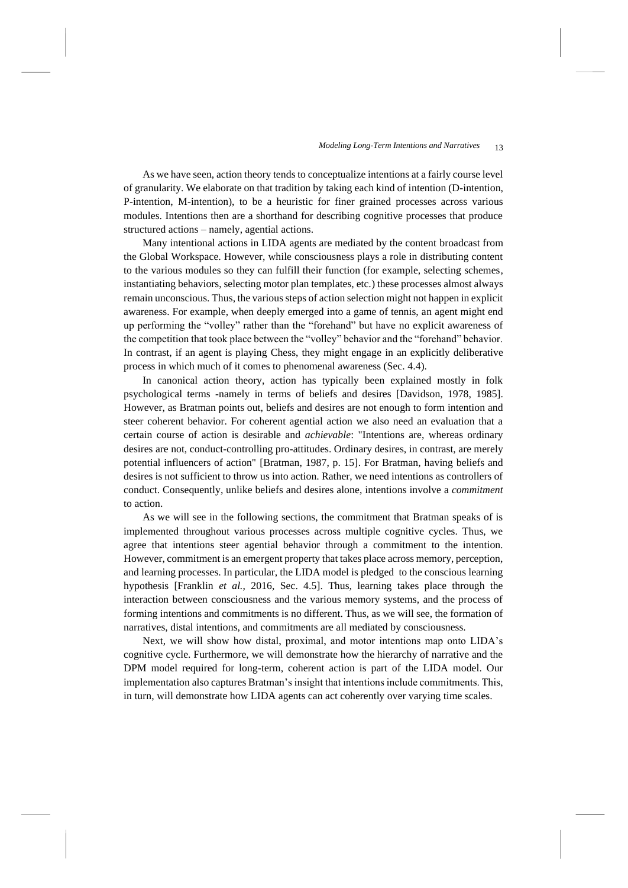As we have seen, action theory tends to conceptualize intentions at a fairly course level of granularity. We elaborate on that tradition by taking each kind of intention (D-intention, P-intention, M-intention), to be a heuristic for finer grained processes across various modules. Intentions then are a shorthand for describing cognitive processes that produce structured actions – namely, agential actions.

Many intentional actions in LIDA agents are mediated by the content broadcast from the Global Workspace. However, while consciousness plays a role in distributing content to the various modules so they can fulfill their function (for example, selecting schemes, instantiating behaviors, selecting motor plan templates, etc.) these processes almost always remain unconscious. Thus, the various steps of action selection might not happen in explicit awareness. For example, when deeply emerged into a game of tennis, an agent might end up performing the "volley" rather than the "forehand" but have no explicit awareness of the competition that took place between the "volley" behavior and the "forehand" behavior. In contrast, if an agent is playing Chess, they might engage in an explicitly deliberative process in which much of it comes to phenomenal awareness (Sec. 4.4).

In canonical action theory, action has typically been explained mostly in folk psychological terms -namely in terms of beliefs and desires [Davidson, 1978, 1985]. However, as Bratman points out, beliefs and desires are not enough to form intention and steer coherent behavior. For coherent agential action we also need an evaluation that a certain course of action is desirable and *achievable*: "Intentions are, whereas ordinary desires are not, conduct-controlling pro-attitudes. Ordinary desires, in contrast, are merely potential influencers of action" [Bratman, 1987, p. 15]. For Bratman, having beliefs and desires is not sufficient to throw us into action. Rather, we need intentions as controllers of conduct. Consequently, unlike beliefs and desires alone, intentions involve a *commitment* to action.

As we will see in the following sections, the commitment that Bratman speaks of is implemented throughout various processes across multiple cognitive cycles. Thus, we agree that intentions steer agential behavior through a commitment to the intention. However, commitment is an emergent property that takes place across memory, perception, and learning processes. In particular, the LIDA model is pledged to the conscious learning hypothesis [Franklin *et al.*, 2016, Sec. 4.5]. Thus, learning takes place through the interaction between consciousness and the various memory systems, and the process of forming intentions and commitments is no different. Thus, as we will see, the formation of narratives, distal intentions, and commitments are all mediated by consciousness.

Next, we will show how distal, proximal, and motor intentions map onto LIDA's cognitive cycle. Furthermore, we will demonstrate how the hierarchy of narrative and the DPM model required for long-term, coherent action is part of the LIDA model. Our implementation also captures Bratman's insight that intentions include commitments. This, in turn, will demonstrate how LIDA agents can act coherently over varying time scales.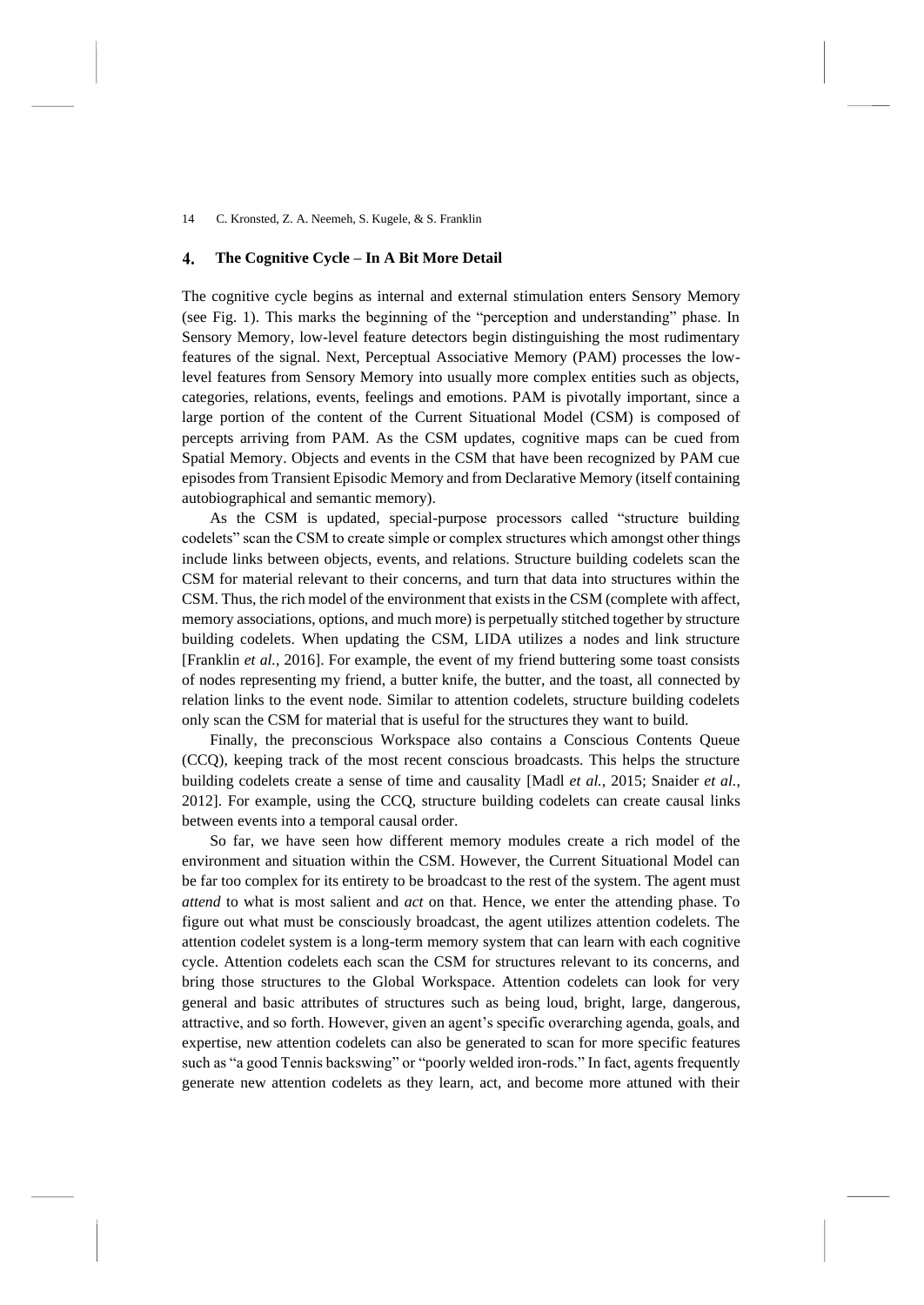## 4. The Cognitive Cycle – In A Bit More Detail

The cognitive cycle begins as internal and external stimulation enters Sensory Memory (see Fig. 1). This marks the beginning of the "perception and understanding" phase. In Sensory Memory, low-level feature detectors begin distinguishing the most rudimentary features of the signal. Next, Perceptual Associative Memory (PAM) processes the low-level features from Sensory Memory into usually more complex entities such as objects, categories, relations, events, feelings and emotions. PAM is pivotally important, since a large portion of the content of the Current Situational Model (CSM) is composed of percepts arriving from PAM. As the CSM updates, cognitive maps can be cued from Spatial Memory. Objects and events in the CSM that have been recognized by PAM cue episodes from Transient Episodic Memory and from Declarative Memory (itself containing autobiographical and semantic memory).

As the CSM is updated, special-purpose processors called "structure building codelets" scan the CSM to create simple or complex structures which amongst other things include links between objects, events, and relations. Structure building codelets scan the CSM for material relevant to their concerns, and turn that data into structures within the CSM. Thus, the rich model of the environment that exists in the CSM (complete with affect, memory associations, options, and much more) is perpetually stitched together by structure building codelets. When updating the CSM, LIDA utilizes a nodes and link structure [Franklin *et al.*, 2016]. For example, the event of my friend buttering some toast consists of nodes representing my friend, a butter knife, the butter, and the toast, all connected by relation links to the event node. Similar to attention codelets, structure building codelets only scan the CSM for material that is useful for the structures they want to build.

Finally, the preconscious Workspace also contains a Conscious Contents Queue (CCQ), keeping track of the most recent conscious broadcasts. This helps the structure building codelets create a sense of time and causality [Madl *et al.*, 2015; Snaider *et al.*, 2012]. For example, using the CCQ, structure building codelets can create causal links between events into a temporal causal order.

So far, we have seen how different memory modules create a rich model of the environment and situation within the CSM. However, the Current Situational Model can be far too complex for its entirety to be broadcast to the rest of the system. The agent must *attend* to what is most salient and *act* on that. Hence, we enter the attending phase. To figure out what must be consciously broadcast, the agent utilizes attention codelets. The attention codelet system is a long-term memory system that can learn with each cognitive cycle. Attention codelets each scan the CSM for structures relevant to its concerns, and bring those structures to the Global Workspace. Attention codelets can look for very general and basic attributes of structures such as being loud, bright, large, dangerous, attractive, and so forth. However, given an agent's specific overarching agenda, goals, and expertise, new attention codelets can also be generated to scan for more specific features such as "a good Tennis backswing" or "poorly welded iron-rods." In fact, agents frequently generate new attention codelets as they learn, act, and become more attuned with their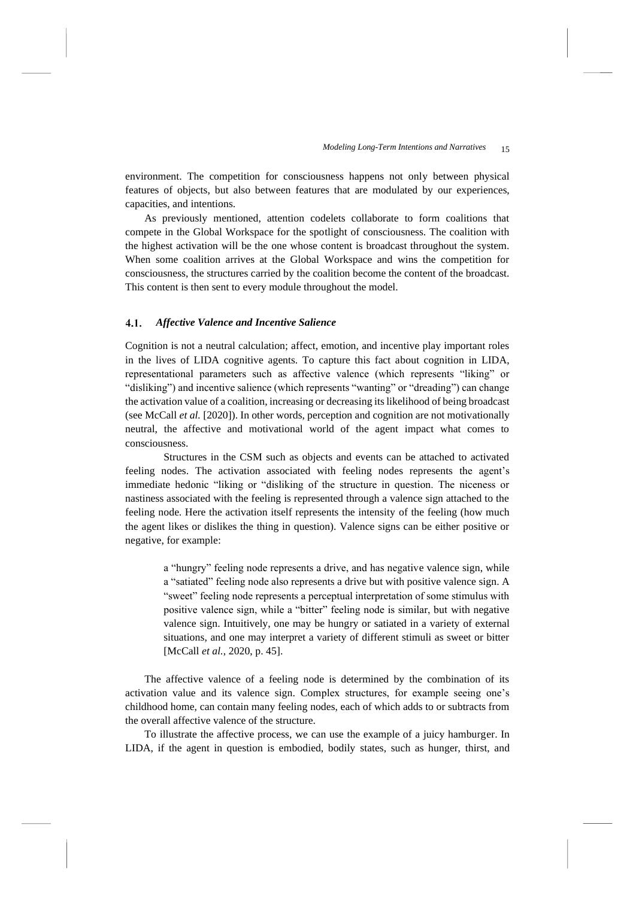environment. The competition for consciousness happens not only between physical features of objects, but also between features that are modulated by our experiences, capacities, and intentions.

As previously mentioned, attention codelets collaborate to form coalitions that compete in the Global Workspace for the spotlight of consciousness. The coalition with the highest activation will be the one whose content is broadcast throughout the system. When some coalition arrives at the Global Workspace and wins the competition for consciousness, the structures carried by the coalition become the content of the broadcast. This content is then sent to every module throughout the model.

### 4.1. *Affective Valence and Incentive Salience*

Cognition is not a neutral calculation; affect, emotion, and incentive play important roles in the lives of LIDA cognitive agents. To capture this fact about cognition in LIDA, representational parameters such as affective valence (which represents "liking" or "disliking") and incentive salience (which represents "wanting" or "dreading") can change the activation value of a coalition, increasing or decreasing its likelihood of being broadcast (see McCall *et al.* [2020]). In other words, perception and cognition are not motivationally neutral, the affective and motivational world of the agent impact what comes to consciousness.

Structures in the CSM such as objects and events can be attached to activated feeling nodes. The activation associated with feeling nodes represents the agent's immediate hedonic "liking or "disliking of the structure in question. The niceness or nastiness associated with the feeling is represented through a valence sign attached to the feeling node. Here the activation itself represents the intensity of the feeling (how much the agent likes or dislikes the thing in question). Valence signs can be either positive or negative, for example:

> a "hungry" feeling node represents a drive, and has negative valence sign, while a "satiated" feeling node also represents a drive but with positive valence sign. A "sweet" feeling node represents a perceptual interpretation of some stimulus with positive valence sign, while a "bitter" feeling node is similar, but with negative valence sign. Intuitively, one may be hungry or satiated in a variety of external situations, and one may interpret a variety of different stimuli as sweet or bitter [McCall *et al.*, 2020, p. 45].

The affective valence of a feeling node is determined by the combination of its activation value and its valence sign. Complex structures, for example seeing one's childhood home, can contain many feeling nodes, each of which adds to or subtracts from the overall affective valence of the structure.

To illustrate the affective process, we can use the example of a juicy hamburger. In LIDA, if the agent in question is embodied, bodily states, such as hunger, thirst, and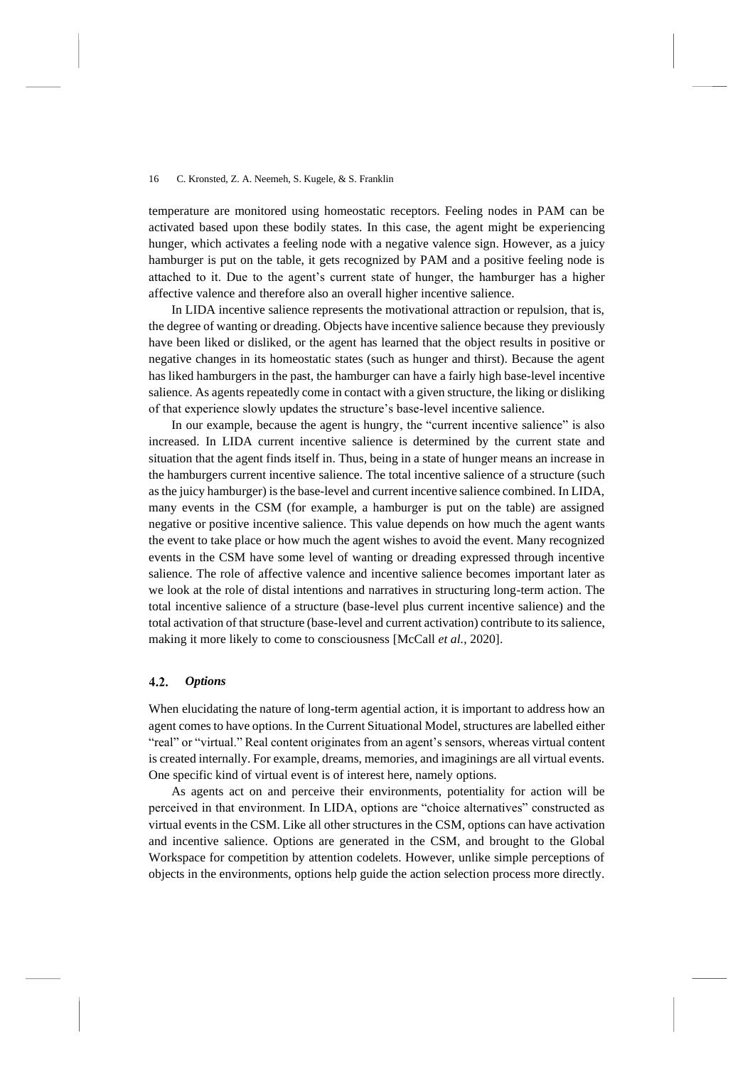temperature are monitored using homeostatic receptors. Feeling nodes in PAM can be activated based upon these bodily states. In this case, the agent might be experiencing hunger, which activates a feeling node with a negative valence sign. However, as a juicy hamburger is put on the table, it gets recognized by PAM and a positive feeling node is attached to it. Due to the agent's current state of hunger, the hamburger has a higher affective valence and therefore also an overall higher incentive salience.

In LIDA incentive salience represents the motivational attraction or repulsion, that is, the degree of wanting or dreading. Objects have incentive salience because they previously have been liked or disliked, or the agent has learned that the object results in positive or negative changes in its homeostatic states (such as hunger and thirst). Because the agent has liked hamburgers in the past, the hamburger can have a fairly high base-level incentive salience. As agents repeatedly come in contact with a given structure, the liking or disliking of that experience slowly updates the structure's base-level incentive salience.

In our example, because the agent is hungry, the "current incentive salience" is also increased. In LIDA current incentive salience is determined by the current state and situation that the agent finds itself in. Thus, being in a state of hunger means an increase in the hamburgers current incentive salience. The total incentive salience of a structure (such as the juicy hamburger) is the base-level and current incentive salience combined. In LIDA, many events in the CSM (for example, a hamburger is put on the table) are assigned negative or positive incentive salience. This value depends on how much the agent wants the event to take place or how much the agent wishes to avoid the event. Many recognized events in the CSM have some level of wanting or dreading expressed through incentive salience. The role of affective valence and incentive salience becomes important later as we look at the role of distal intentions and narratives in structuring long-term action. The total incentive salience of a structure (base-level plus current incentive salience) and the total activation of that structure (base-level and current activation) contribute to its salience, making it more likely to come to consciousness [McCall *et al.*, 2020].

### 4.2. *Options*

When elucidating the nature of long-term agential action, it is important to address how an agent comes to have options. In the Current Situational Model, structures are labelled either "real" or "virtual." Real content originates from an agent's sensors, whereas virtual content is created internally. For example, dreams, memories, and imaginings are all virtual events. One specific kind of virtual event is of interest here, namely options.

As agents act on and perceive their environments, potentiality for action will be perceived in that environment. In LIDA, options are "choice alternatives" constructed as virtual events in the CSM. Like all other structures in the CSM, options can have activation and incentive salience. Options are generated in the CSM, and brought to the Global Workspace for competition by attention codelets. However, unlike simple perceptions of objects in the environments, options help guide the action selection process more directly.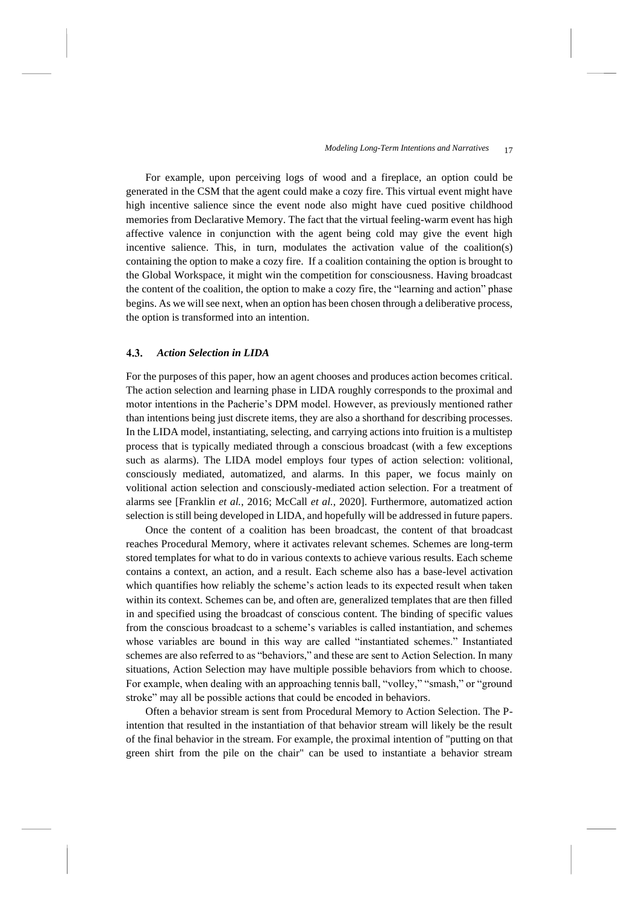For example, upon perceiving logs of wood and a fireplace, an option could be generated in the CSM that the agent could make a cozy fire. This virtual event might have high incentive salience since the event node also might have cued positive childhood memories from Declarative Memory. The fact that the virtual feeling-warm event has high affective valence in conjunction with the agent being cold may give the event high incentive salience. This, in turn, modulates the activation value of the coalition(s) containing the option to make a cozy fire. If a coalition containing the option is brought to the Global Workspace, it might win the competition for consciousness. Having broadcast the content of the coalition, the option to make a cozy fire, the "learning and action" phase begins. As we will see next, when an option has been chosen through a deliberative process, the option is transformed into an intention.

### 4.3. *Action Selection in LIDA*

For the purposes of this paper, how an agent chooses and produces action becomes critical. The action selection and learning phase in LIDA roughly corresponds to the proximal and motor intentions in the Pacherie's DPM model. However, as previously mentioned rather than intentions being just discrete items, they are also a shorthand for describing processes. In the LIDA model, instantiating, selecting, and carrying actions into fruition is a multistep process that is typically mediated through a conscious broadcast (with a few exceptions such as alarms). The LIDA model employs four types of action selection: volitional, consciously mediated, automatized, and alarms. In this paper, we focus mainly on volitional action selection and consciously-mediated action selection. For a treatment of alarms see [Franklin *et al.*, 2016; McCall *et al.*, 2020]. Furthermore, automatized action selection is still being developed in LIDA, and hopefully will be addressed in future papers.

Once the content of a coalition has been broadcast, the content of that broadcast reaches Procedural Memory, where it activates relevant schemes. Schemes are long-term stored templates for what to do in various contexts to achieve various results. Each scheme contains a context, an action, and a result. Each scheme also has a base-level activation which quantifies how reliably the scheme's action leads to its expected result when taken within its context. Schemes can be, and often are, generalized templates that are then filled in and specified using the broadcast of conscious content. The binding of specific values from the conscious broadcast to a scheme's variables is called instantiation, and schemes whose variables are bound in this way are called "instantiated schemes." Instantiated schemes are also referred to as "behaviors," and these are sent to Action Selection. In many situations, Action Selection may have multiple possible behaviors from which to choose. For example, when dealing with an approaching tennis ball, "volley," "smash," or "ground stroke" may all be possible actions that could be encoded in behaviors.

Often a behavior stream is sent from Procedural Memory to Action Selection. The P-intention that resulted in the instantiation of that behavior stream will likely be the result of the final behavior in the stream. For example, the proximal intention of "putting on that green shirt from the pile on the chair" can be used to instantiate a behavior stream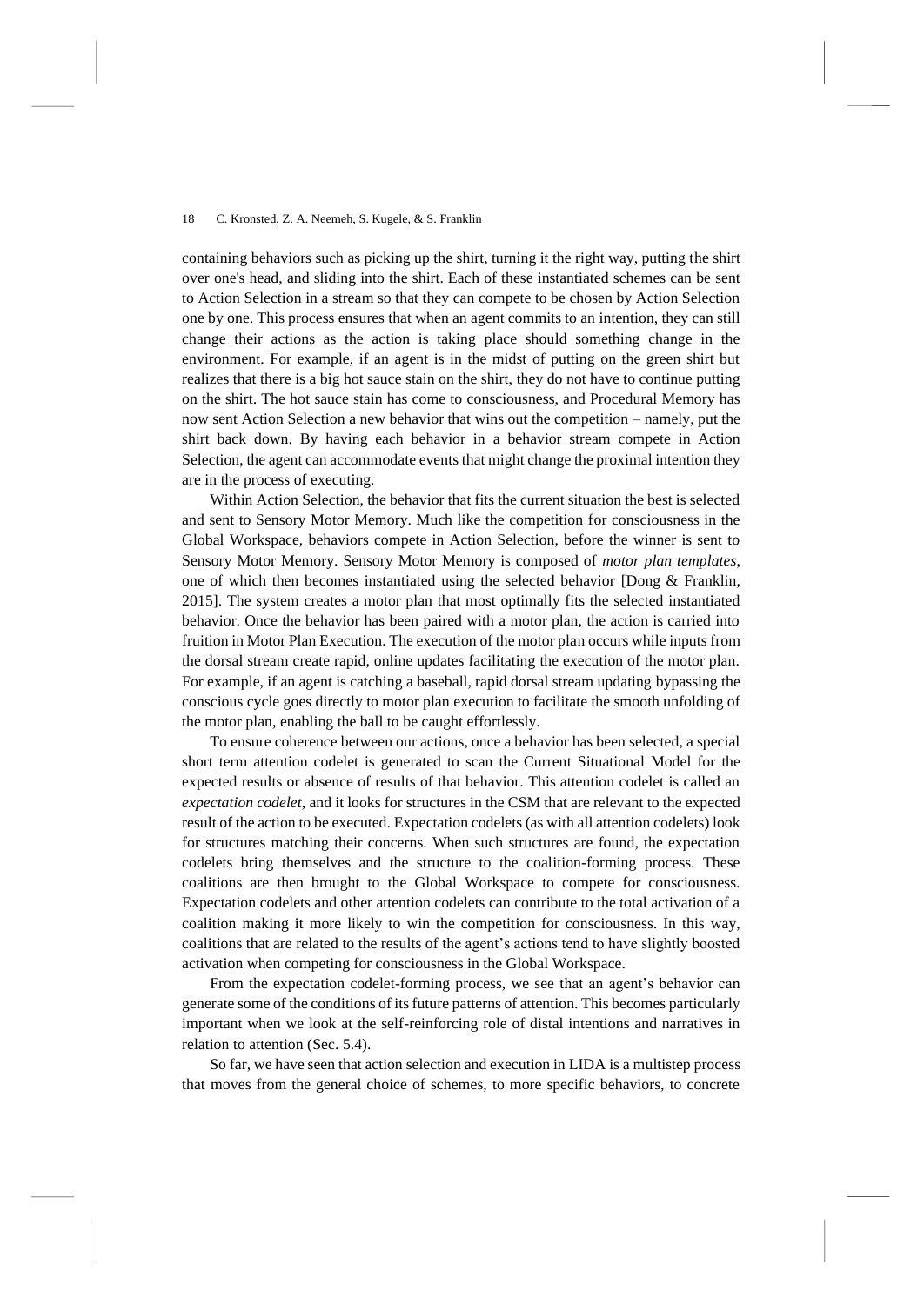containing behaviors such as picking up the shirt, turning it the right way, putting the shirt over one's head, and sliding into the shirt. Each of these instantiated schemes can be sent to Action Selection in a stream so that they can compete to be chosen by Action Selection one by one. This process ensures that when an agent commits to an intention, they can still change their actions as the action is taking place should something change in the environment. For example, if an agent is in the midst of putting on the green shirt but realizes that there is a big hot sauce stain on the shirt, they do not have to continue putting on the shirt. The hot sauce stain has come to consciousness, and Procedural Memory has now sent Action Selection a new behavior that wins out the competition – namely, put the shirt back down. By having each behavior in a behavior stream compete in Action Selection, the agent can accommodate events that might change the proximal intention they are in the process of executing.

Within Action Selection, the behavior that fits the current situation the best is selected and sent to Sensory Motor Memory. Much like the competition for consciousness in the Global Workspace, behaviors compete in Action Selection, before the winner is sent to Sensory Motor Memory. Sensory Motor Memory is composed of *motor plan templates*, one of which then becomes instantiated using the selected behavior [Dong & Franklin, 2015]. The system creates a motor plan that most optimally fits the selected instantiated behavior. Once the behavior has been paired with a motor plan, the action is carried into fruition in Motor Plan Execution. The execution of the motor plan occurs while inputs from the dorsal stream create rapid, online updates facilitating the execution of the motor plan. For example, if an agent is catching a baseball, rapid dorsal stream updating bypassing the conscious cycle goes directly to motor plan execution to facilitate the smooth unfolding of the motor plan, enabling the ball to be caught effortlessly.

To ensure coherence between our actions, once a behavior has been selected, a special short term attention codelet is generated to scan the Current Situational Model for the expected results or absence of results of that behavior. This attention codelet is called an *expectation codelet*, and it looks for structures in the CSM that are relevant to the expected result of the action to be executed. Expectation codelets (as with all attention codelets) look for structures matching their concerns. When such structures are found, the expectation codelets bring themselves and the structure to the coalition-forming process. These coalitions are then brought to the Global Workspace to compete for consciousness. Expectation codelets and other attention codelets can contribute to the total activation of a coalition making it more likely to win the competition for consciousness. In this way, coalitions that are related to the results of the agent's actions tend to have slightly boosted activation when competing for consciousness in the Global Workspace.

From the expectation codelet-forming process, we see that an agent's behavior can generate some of the conditions of its future patterns of attention. This becomes particularly important when we look at the self-reinforcing role of distal intentions and narratives in relation to attention (Sec. 5.4).

So far, we have seen that action selection and execution in LIDA is a multistep process that moves from the general choice of schemes, to more specific behaviors, to concrete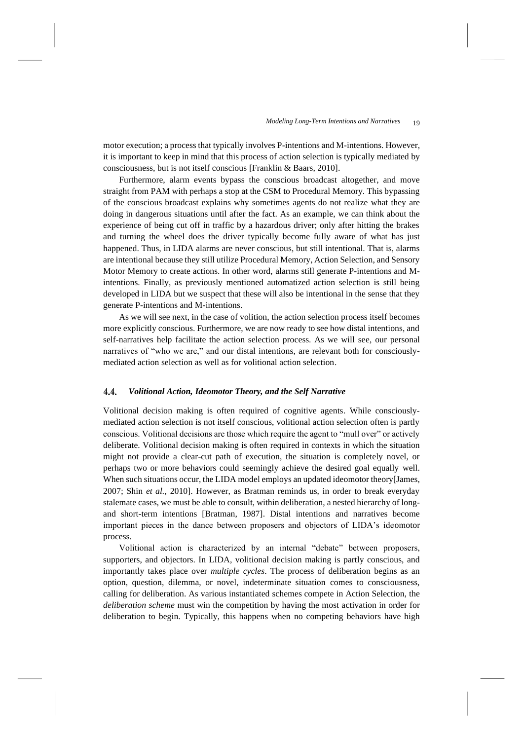motor execution; a process that typically involves P-intentions and M-intentions. However, it is important to keep in mind that this process of action selection is typically mediated by consciousness, but is not itself conscious [Franklin & Baars, 2010].

Furthermore, alarm events bypass the conscious broadcast altogether, and move straight from PAM with perhaps a stop at the CSM to Procedural Memory. This bypassing of the conscious broadcast explains why sometimes agents do not realize what they are doing in dangerous situations until after the fact. As an example, we can think about the experience of being cut off in traffic by a hazardous driver; only after hitting the brakes and turning the wheel does the driver typically become fully aware of what has just happened. Thus, in LIDA alarms are never conscious, but still intentional. That is, alarms are intentional because they still utilize Procedural Memory, Action Selection, and Sensory Motor Memory to create actions. In other word, alarms still generate P-intentions and M-intentions. Finally, as previously mentioned automatized action selection is still being developed in LIDA but we suspect that these will also be intentional in the sense that they generate P-intentions and M-intentions.

As we will see next, in the case of volition, the action selection process itself becomes more explicitly conscious. Furthermore, we are now ready to see how distal intentions, and self-narratives help facilitate the action selection process. As we will see, our personal narratives of "who we are," and our distal intentions, are relevant both for consciously-mediated action selection as well as for volitional action selection.

### 4.4. *Volitional Action, Ideomotor Theory, and the Self Narrative*

Volitional decision making is often required of cognitive agents. While consciously-mediated action selection is not itself conscious, volitional action selection often is partly conscious. Volitional decisions are those which require the agent to "mull over" or actively deliberate. Volitional decision making is often required in contexts in which the situation might not provide a clear-cut path of execution, the situation is completely novel, or perhaps two or more behaviors could seemingly achieve the desired goal equally well. When such situations occur, the LIDA model employs an updated ideomotor theory[James, 2007; Shin *et al.*, 2010]. However, as Bratman reminds us, in order to break everyday stalemate cases, we must be able to consult, within deliberation, a nested hierarchy of long- and short-term intentions [Bratman, 1987]. Distal intentions and narratives become important pieces in the dance between proposers and objectors of LIDA's ideomotor process.

Volitional action is characterized by an internal "debate" between proposers, supporters, and objectors. In LIDA, volitional decision making is partly conscious, and importantly takes place over *multiple cycles*. The process of deliberation begins as an option, question, dilemma, or novel, indeterminate situation comes to consciousness, calling for deliberation. As various instantiated schemes compete in Action Selection, the *deliberation scheme* must win the competition by having the most activation in order for deliberation to begin. Typically, this happens when no competing behaviors have high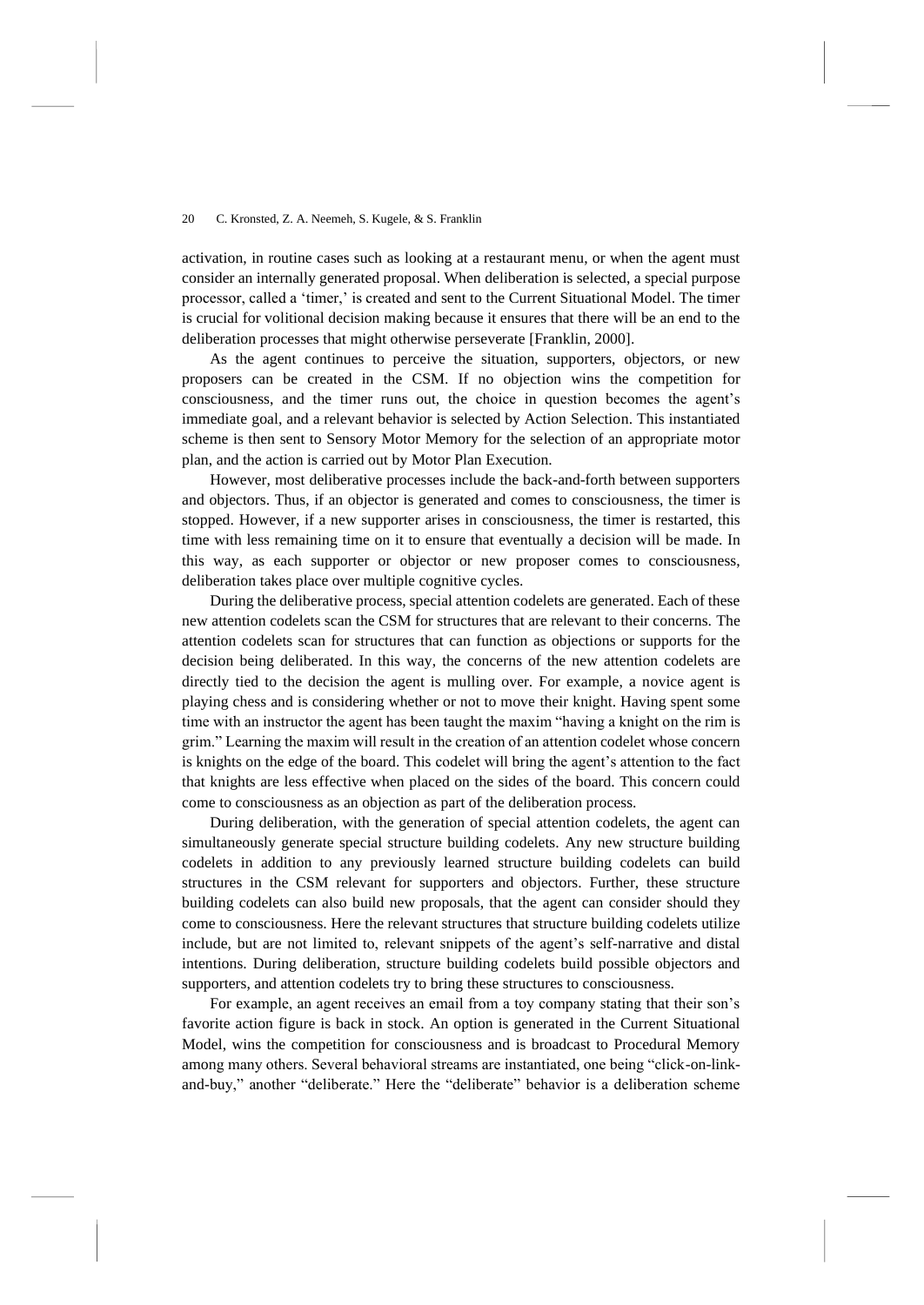activation, in routine cases such as looking at a restaurant menu, or when the agent must consider an internally generated proposal. When deliberation is selected, a special purpose processor, called a 'timer,' is created and sent to the Current Situational Model. The timer is crucial for volitional decision making because it ensures that there will be an end to the deliberation processes that might otherwise perseverate [Franklin, 2000].

As the agent continues to perceive the situation, supporters, objectors, or new proposers can be created in the CSM. If no objection wins the competition for consciousness, and the timer runs out, the choice in question becomes the agent's immediate goal, and a relevant behavior is selected by Action Selection. This instantiated scheme is then sent to Sensory Motor Memory for the selection of an appropriate motor plan, and the action is carried out by Motor Plan Execution.

However, most deliberative processes include the back-and-forth between supporters and objectors. Thus, if an objector is generated and comes to consciousness, the timer is stopped. However, if a new supporter arises in consciousness, the timer is restarted, this time with less remaining time on it to ensure that eventually a decision will be made. In this way, as each supporter or objector or new proposer comes to consciousness, deliberation takes place over multiple cognitive cycles.

During the deliberative process, special attention codelets are generated. Each of these new attention codelets scan the CSM for structures that are relevant to their concerns. The attention codelets scan for structures that can function as objections or supports for the decision being deliberated. In this way, the concerns of the new attention codelets are directly tied to the decision the agent is mulling over. For example, a novice agent is playing chess and is considering whether or not to move their knight. Having spent some time with an instructor the agent has been taught the maxim "having a knight on the rim is grim." Learning the maxim will result in the creation of an attention codelet whose concern is knights on the edge of the board. This codelet will bring the agent's attention to the fact that knights are less effective when placed on the sides of the board. This concern could come to consciousness as an objection as part of the deliberation process.

During deliberation, with the generation of special attention codelets, the agent can simultaneously generate special structure building codelets. Any new structure building codelets in addition to any previously learned structure building codelets can build structures in the CSM relevant for supporters and objectors. Further, these structure building codelets can also build new proposals, that the agent can consider should they come to consciousness. Here the relevant structures that structure building codelets utilize include, but are not limited to, relevant snippets of the agent's self-narrative and distal intentions. During deliberation, structure building codelets build possible objectors and supporters, and attention codelets try to bring these structures to consciousness.

For example, an agent receives an email from a toy company stating that their son's favorite action figure is back in stock. An option is generated in the Current Situational Model, wins the competition for consciousness and is broadcast to Procedural Memory among many others. Several behavioral streams are instantiated, one being "click-on-link-and-buy," another "deliberate." Here the "deliberate" behavior is a deliberation scheme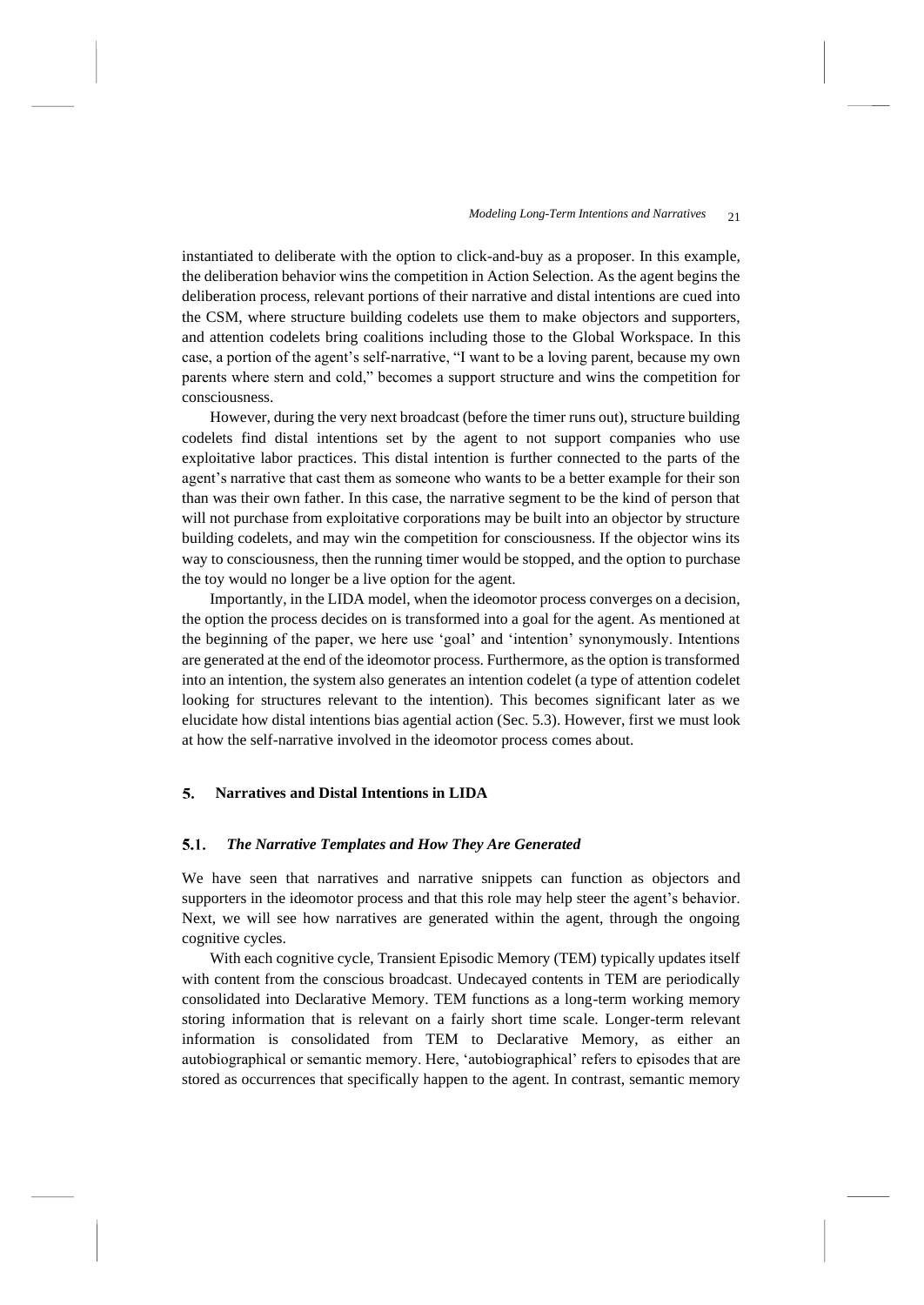instantiated to deliberate with the option to click-and-buy as a proposer. In this example, the deliberation behavior wins the competition in Action Selection. As the agent begins the deliberation process, relevant portions of their narrative and distal intentions are cued into the CSM, where structure building codelets use them to make objectors and supporters, and attention codelets bring coalitions including those to the Global Workspace. In this case, a portion of the agent's self-narrative, "I want to be a loving parent, because my own parents where stern and cold," becomes a support structure and wins the competition for consciousness.

However, during the very next broadcast (before the timer runs out), structure building codelets find distal intentions set by the agent to not support companies who use exploitative labor practices. This distal intention is further connected to the parts of the agent's narrative that cast them as someone who wants to be a better example for their son than was their own father. In this case, the narrative segment to be the kind of person that will not purchase from exploitative corporations may be built into an objector by structure building codelets, and may win the competition for consciousness. If the objector wins its way to consciousness, then the running timer would be stopped, and the option to purchase the toy would no longer be a live option for the agent.

Importantly, in the LIDA model, when the ideomotor process converges on a decision, the option the process decides on is transformed into a goal for the agent. As mentioned at the beginning of the paper, we here use 'goal' and 'intention' synonymously. Intentions are generated at the end of the ideomotor process. Furthermore, as the option is transformed into an intention, the system also generates an intention codelet (a type of attention codelet looking for structures relevant to the intention). This becomes significant later as we elucidate how distal intentions bias agential action (Sec. 5.3). However, first we must look at how the self-narrative involved in the ideomotor process comes about.

## 5. Narratives and Distal Intentions in LIDA

### 5.1. *The Narrative Templates and How They Are Generated*

We have seen that narratives and narrative snippets can function as objectors and supporters in the ideomotor process and that this role may help steer the agent's behavior. Next, we will see how narratives are generated within the agent, through the ongoing cognitive cycles.

With each cognitive cycle, Transient Episodic Memory (TEM) typically updates itself with content from the conscious broadcast. Undecayed contents in TEM are periodically consolidated into Declarative Memory. TEM functions as a long-term working memory storing information that is relevant on a fairly short time scale. Longer-term relevant information is consolidated from TEM to Declarative Memory, as either an autobiographical or semantic memory. Here, 'autobiographical' refers to episodes that are stored as occurrences that specifically happen to the agent. In contrast, semantic memory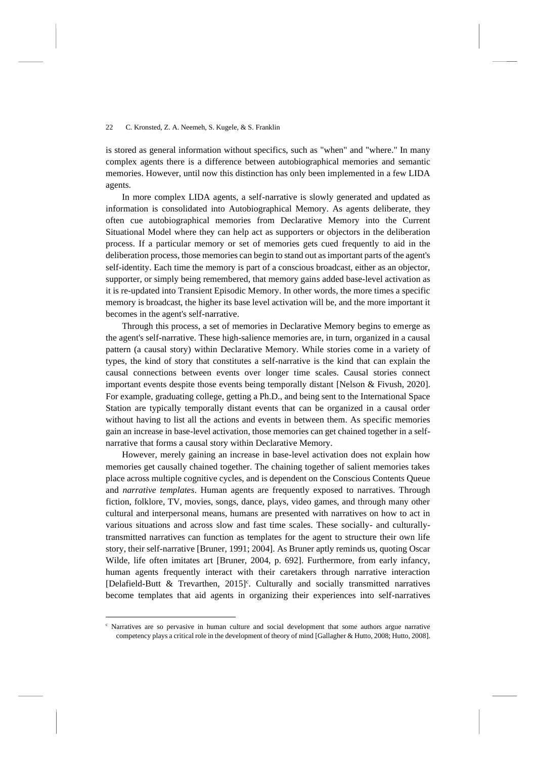is stored as general information without specifics, such as "when" and "where." In many complex agents there is a difference between autobiographical memories and semantic memories. However, until now this distinction has only been implemented in a few LIDA agents.

In more complex LIDA agents, a self-narrative is slowly generated and updated as information is consolidated into Autobiographical Memory. As agents deliberate, they often cue autobiographical memories from Declarative Memory into the Current Situational Model where they can help act as supporters or objectors in the deliberation process. If a particular memory or set of memories gets cued frequently to aid in the deliberation process, those memories can begin to stand out as important parts of the agent's self-identity. Each time the memory is part of a conscious broadcast, either as an objector, supporter, or simply being remembered, that memory gains added base-level activation as it is re-updated into Transient Episodic Memory. In other words, the more times a specific memory is broadcast, the higher its base level activation will be, and the more important it becomes in the agent's self-narrative.

Through this process, a set of memories in Declarative Memory begins to emerge as the agent's self-narrative. These high-salience memories are, in turn, organized in a causal pattern (a causal story) within Declarative Memory. While stories come in a variety of types, the kind of story that constitutes a self-narrative is the kind that can explain the causal connections between events over longer time scales. Causal stories connect important events despite those events being temporally distant [Nelson & Fivush, 2020]. For example, graduating college, getting a Ph.D., and being sent to the International Space Station are typically temporally distant events that can be organized in a causal order without having to list all the actions and events in between them. As specific memories gain an increase in base-level activation, those memories can get chained together in a self-narrative that forms a causal story within Declarative Memory.

However, merely gaining an increase in base-level activation does not explain how memories get causally chained together. The chaining together of salient memories takes place across multiple cognitive cycles, and is dependent on the Conscious Contents Queue and *narrative templates*. Human agents are frequently exposed to narratives. Through fiction, folklore, TV, movies, songs, dance, plays, video games, and through many other cultural and interpersonal means, humans are presented with narratives on how to act in various situations and across slow and fast time scales. These socially- and culturally-transmitted narratives can function as templates for the agent to structure their own life story, their self-narrative [Bruner, 1991; 2004]. As Bruner aptly reminds us, quoting Oscar Wilde, life often imitates art [Bruner, 2004, p. 692]. Furthermore, from early infancy, human agents frequently interact with their caretakers through narrative interaction [Delafield-Butt & Trevarthen, 2015][c]. Culturally and socially transmitted narratives become templates that aid agents in organizing their experiences into self-narratives

---

[c] Narratives are so pervasive in human culture and social development that some authors argue narrative competency plays a critical role in the development of theory of mind [Gallagher & Hutto, 2008; Hutto, 2008].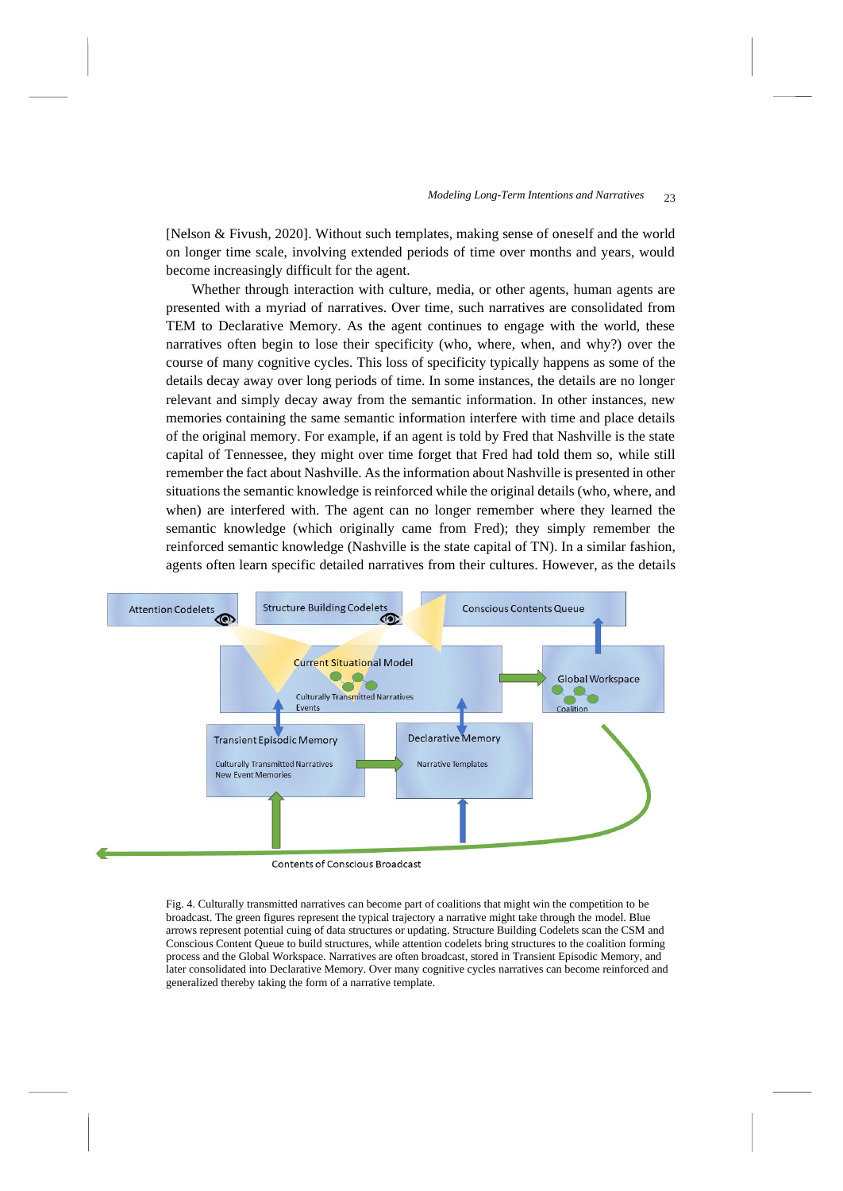[Nelson & Fivush, 2020]. Without such templates, making sense of oneself and the world on longer time scale, involving extended periods of time over months and years, would become increasingly difficult for the agent.

Whether through interaction with culture, media, or other agents, human agents are presented with a myriad of narratives. Over time, such narratives are consolidated from TEM to Declarative Memory. As the agent continues to engage with the world, these narratives often begin to lose their specificity (who, where, when, and why?) over the course of many cognitive cycles. This loss of specificity typically happens as some of the details decay away over long periods of time. In some instances, the details are no longer relevant and simply decay away from the semantic information. In other instances, new memories containing the same semantic information interfere with time and place details of the original memory. For example, if an agent is told by Fred that Nashville is the state capital of Tennessee, they might over time forget that Fred had told them so, while still remember the fact about Nashville. As the information about Nashville is presented in other situations the semantic knowledge is reinforced while the original details (who, where, and when) are interfered with. The agent can no longer remember where they learned the semantic knowledge (which originally came from Fred); they simply remember the reinforced semantic knowledge (Nashville is the state capital of TN). In a similar fashion, agents often learn specific detailed narratives from their cultures. However, as the details

Fig. 4. Culturally transmitted narratives can become part of coalitions that might win the competition to be broadcast. The green figures represent the typical trajectory a narrative might take through the model. Blue arrows represent potential cuing of data structures or updating. Structure Building Codelets scan the CSM and Conscious Content Queue to build structures, while attention codelets bring structures to the coalition forming process and the Global Workspace. Narratives are often broadcast, stored in Transient Episodic Memory, and later consolidated into Declarative Memory. Over many cognitive cycles narratives can become reinforced and generalized thereby taking the form of a narrative template.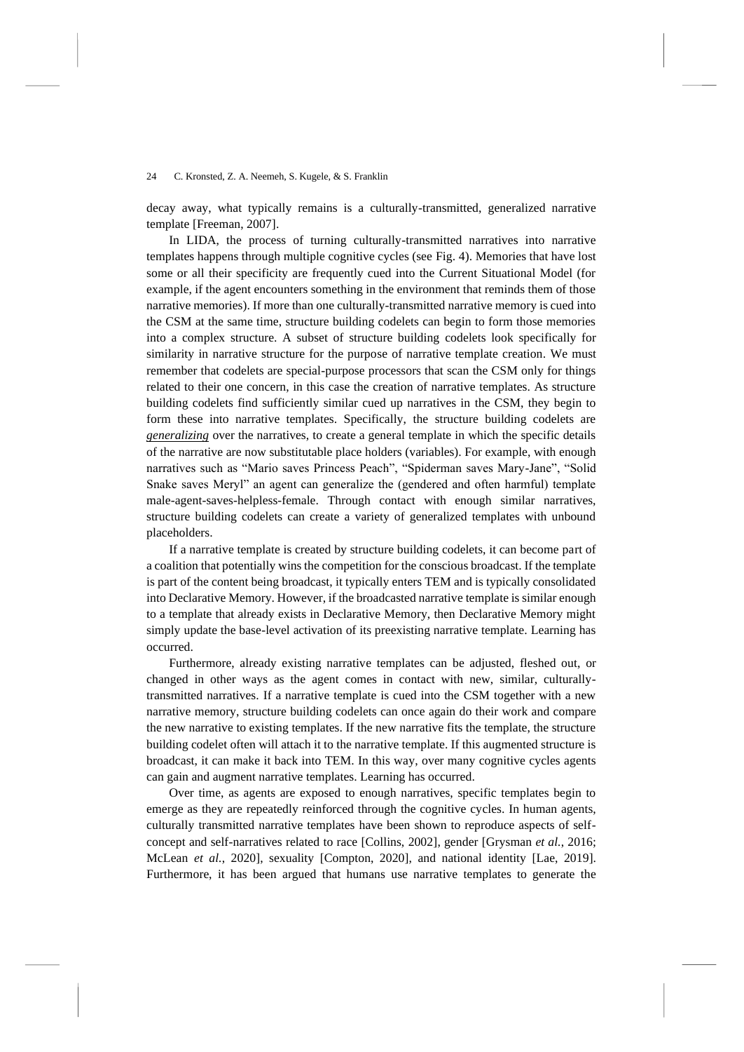decay away, what typically remains is a culturally-transmitted, generalized narrative template [Freeman, 2007].

In LIDA, the process of turning culturally-transmitted narratives into narrative templates happens through multiple cognitive cycles (see Fig. 4). Memories that have lost some or all their specificity are frequently cued into the Current Situational Model (for example, if the agent encounters something in the environment that reminds them of those narrative memories). If more than one culturally-transmitted narrative memory is cued into the CSM at the same time, structure building codelets can begin to form those memories into a complex structure. A subset of structure building codelets look specifically for similarity in narrative structure for the purpose of narrative template creation. We must remember that codelets are special-purpose processors that scan the CSM only for things related to their one concern, in this case the creation of narrative templates. As structure building codelets find sufficiently similar cued up narratives in the CSM, they begin to form these into narrative templates. Specifically, the structure building codelets are ***generalizing*** over the narratives, to create a general template in which the specific details of the narrative are now substitutable place holders (variables). For example, with enough narratives such as "Mario saves Princess Peach", "Spiderman saves Mary-Jane", "Solid Snake saves Meryl" an agent can generalize the (gendered and often harmful) template male-agent-saves-helpless-female. Through contact with enough similar narratives, structure building codelets can create a variety of generalized templates with unbound placeholders.

If a narrative template is created by structure building codelets, it can become part of a coalition that potentially wins the competition for the conscious broadcast. If the template is part of the content being broadcast, it typically enters TEM and is typically consolidated into Declarative Memory. However, if the broadcasted narrative template is similar enough to a template that already exists in Declarative Memory, then Declarative Memory might simply update the base-level activation of its preexisting narrative template. Learning has occurred.

Furthermore, already existing narrative templates can be adjusted, fleshed out, or changed in other ways as the agent comes in contact with new, similar, culturally-transmitted narratives. If a narrative template is cued into the CSM together with a new narrative memory, structure building codelets can once again do their work and compare the new narrative to existing templates. If the new narrative fits the template, the structure building codelet often will attach it to the narrative template. If this augmented structure is broadcast, it can make it back into TEM. In this way, over many cognitive cycles agents can gain and augment narrative templates. Learning has occurred.

Over time, as agents are exposed to enough narratives, specific templates begin to emerge as they are repeatedly reinforced through the cognitive cycles. In human agents, culturally transmitted narrative templates have been shown to reproduce aspects of self-concept and self-narratives related to race [Collins, 2002], gender [Grysman *et al.*, 2016; McLean *et al.*, 2020], sexuality [Compton, 2020], and national identity [Lae, 2019]. Furthermore, it has been argued that humans use narrative templates to generate the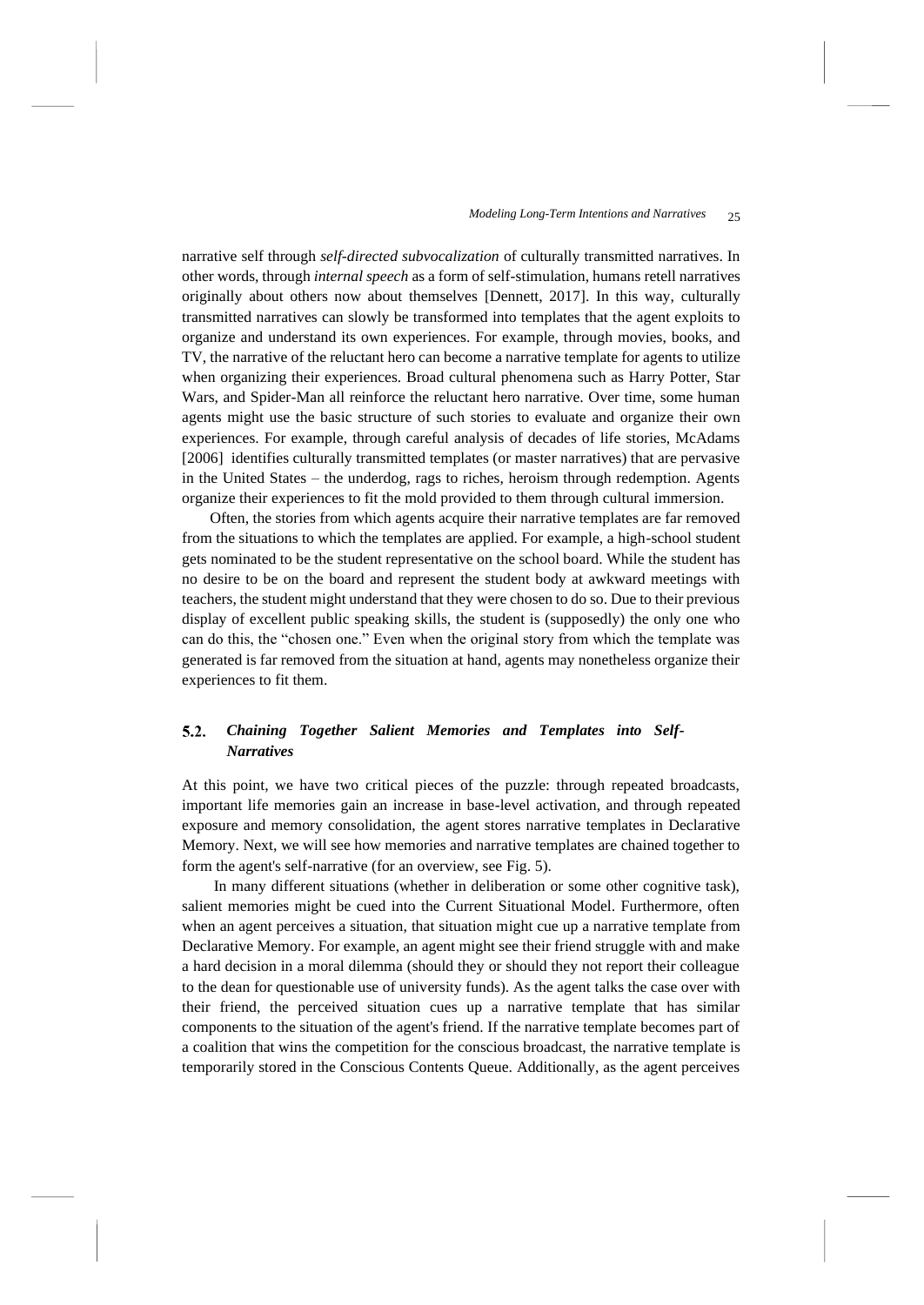narrative self through *self-directed subvocalization* of culturally transmitted narratives. In other words, through *internal speech* as a form of self-stimulation, humans retell narratives originally about others now about themselves [Dennett, 2017]. In this way, culturally transmitted narratives can slowly be transformed into templates that the agent exploits to organize and understand its own experiences. For example, through movies, books, and TV, the narrative of the reluctant hero can become a narrative template for agents to utilize when organizing their experiences. Broad cultural phenomena such as Harry Potter, Star Wars, and Spider-Man all reinforce the reluctant hero narrative. Over time, some human agents might use the basic structure of such stories to evaluate and organize their own experiences. For example, through careful analysis of decades of life stories, McAdams [2006] identifies culturally transmitted templates (or master narratives) that are pervasive in the United States – the underdog, rags to riches, heroism through redemption. Agents organize their experiences to fit the mold provided to them through cultural immersion.

Often, the stories from which agents acquire their narrative templates are far removed from the situations to which the templates are applied. For example, a high-school student gets nominated to be the student representative on the school board. While the student has no desire to be on the board and represent the student body at awkward meetings with teachers, the student might understand that they were chosen to do so. Due to their previous display of excellent public speaking skills, the student is (supposedly) the only one who can do this, the "chosen one." Even when the original story from which the template was generated is far removed from the situation at hand, agents may nonetheless organize their experiences to fit them.

### 5.2. *Chaining Together Salient Memories and Templates into Self-Narratives*

At this point, we have two critical pieces of the puzzle: through repeated broadcasts, important life memories gain an increase in base-level activation, and through repeated exposure and memory consolidation, the agent stores narrative templates in Declarative Memory. Next, we will see how memories and narrative templates are chained together to form the agent's self-narrative (for an overview, see Fig. 5).

In many different situations (whether in deliberation or some other cognitive task), salient memories might be cued into the Current Situational Model. Furthermore, often when an agent perceives a situation, that situation might cue up a narrative template from Declarative Memory. For example, an agent might see their friend struggle with and make a hard decision in a moral dilemma (should they or should they not report their colleague to the dean for questionable use of university funds). As the agent talks the case over with their friend, the perceived situation cues up a narrative template that has similar components to the situation of the agent's friend. If the narrative template becomes part of a coalition that wins the competition for the conscious broadcast, the narrative template is temporarily stored in the Conscious Contents Queue. Additionally, as the agent perceives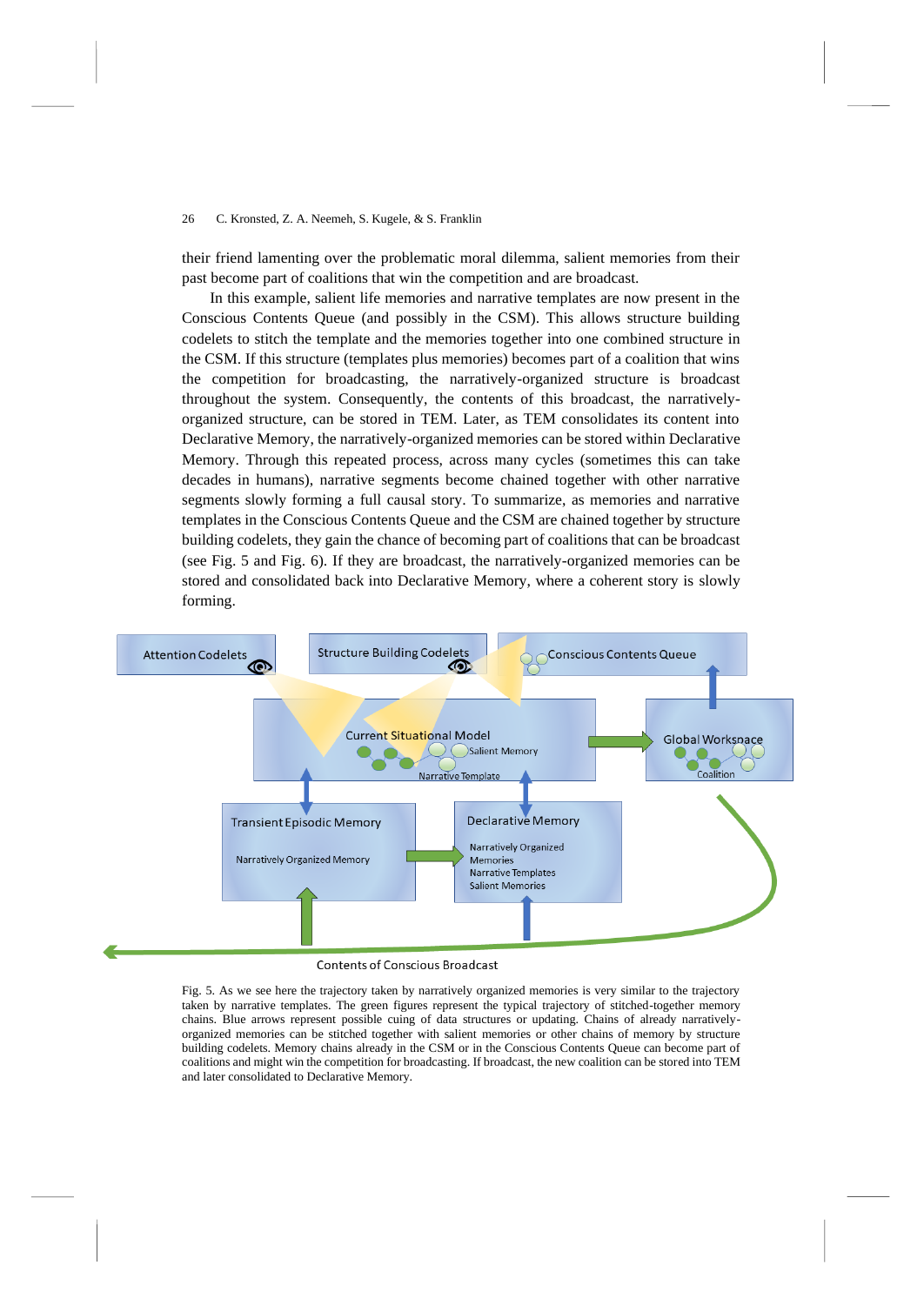their friend lamenting over the problematic moral dilemma, salient memories from their past become part of coalitions that win the competition and are broadcast.

In this example, salient life memories and narrative templates are now present in the Conscious Contents Queue (and possibly in the CSM). This allows structure building codelets to stitch the template and the memories together into one combined structure in the CSM. If this structure (templates plus memories) becomes part of a coalition that wins the competition for broadcasting, the narratively-organized structure is broadcast throughout the system. Consequently, the contents of this broadcast, the narratively-organized structure, can be stored in TEM. Later, as TEM consolidates its content into Declarative Memory, the narratively-organized memories can be stored within Declarative Memory. Through this repeated process, across many cycles (sometimes this can take decades in humans), narrative segments become chained together with other narrative segments slowly forming a full causal story. To summarize, as memories and narrative templates in the Conscious Contents Queue and the CSM are chained together by structure building codelets, they gain the chance of becoming part of coalitions that can be broadcast (see Fig. 5 and Fig. 6). If they are broadcast, the narratively-organized memories can be stored and consolidated back into Declarative Memory, where a coherent story is slowly forming.

Fig. 5. As we see here the trajectory taken by narratively organized memories is very similar to the trajectory taken by narrative templates. The green figures represent the typical trajectory of stitched-together memory chains. Blue arrows represent possible cuing of data structures or updating. Chains of already narratively-organized memories can be stitched together with salient memories or other chains of memory by structure building codelets. Memory chains already in the CSM or in the Conscious Contents Queue can become part of coalitions and might win the competition for broadcasting. If broadcast, the new coalition can be stored into TEM and later consolidated to Declarative Memory.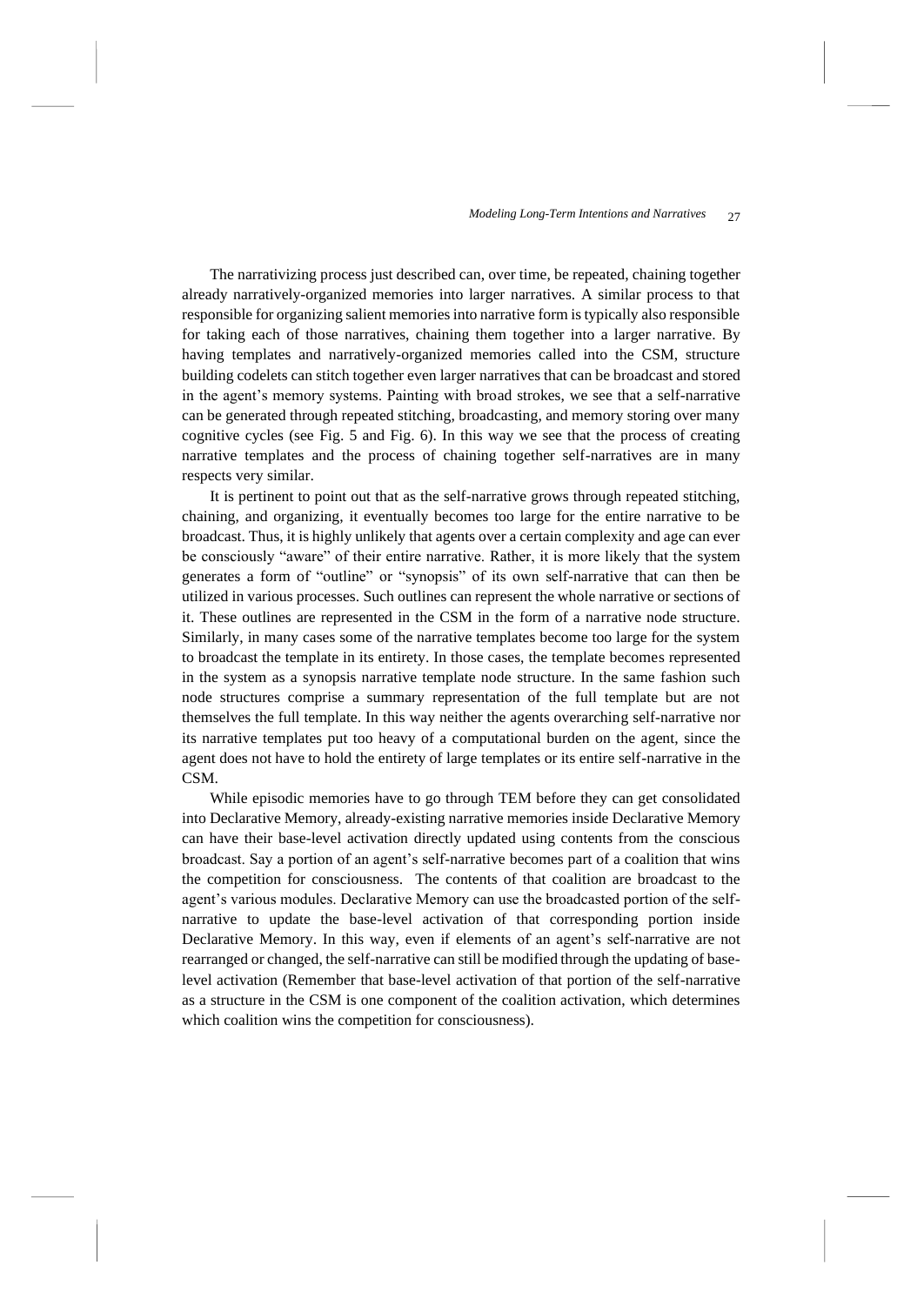The narrativizing process just described can, over time, be repeated, chaining together already narratively-organized memories into larger narratives. A similar process to that responsible for organizing salient memories into narrative form is typically also responsible for taking each of those narratives, chaining them together into a larger narrative. By having templates and narratively-organized memories called into the CSM, structure building codelets can stitch together even larger narratives that can be broadcast and stored in the agent's memory systems. Painting with broad strokes, we see that a self-narrative can be generated through repeated stitching, broadcasting, and memory storing over many cognitive cycles (see Fig. 5 and Fig. 6). In this way we see that the process of creating narrative templates and the process of chaining together self-narratives are in many respects very similar.

It is pertinent to point out that as the self-narrative grows through repeated stitching, chaining, and organizing, it eventually becomes too large for the entire narrative to be broadcast. Thus, it is highly unlikely that agents over a certain complexity and age can ever be consciously "aware" of their entire narrative. Rather, it is more likely that the system generates a form of "outline" or "synopsis" of its own self-narrative that can then be utilized in various processes. Such outlines can represent the whole narrative or sections of it. These outlines are represented in the CSM in the form of a narrative node structure. Similarly, in many cases some of the narrative templates become too large for the system to broadcast the template in its entirety. In those cases, the template becomes represented in the system as a synopsis narrative template node structure. In the same fashion such node structures comprise a summary representation of the full template but are not themselves the full template. In this way neither the agents overarching self-narrative nor its narrative templates put too heavy of a computational burden on the agent, since the agent does not have to hold the entirety of large templates or its entire self-narrative in the CSM.

While episodic memories have to go through TEM before they can get consolidated into Declarative Memory, already-existing narrative memories inside Declarative Memory can have their base-level activation directly updated using contents from the conscious broadcast. Say a portion of an agent's self-narrative becomes part of a coalition that wins the competition for consciousness. The contents of that coalition are broadcast to the agent's various modules. Declarative Memory can use the broadcasted portion of the self-narrative to update the base-level activation of that corresponding portion inside Declarative Memory. In this way, even if elements of an agent's self-narrative are not rearranged or changed, the self-narrative can still be modified through the updating of base-level activation (Remember that base-level activation of that portion of the self-narrative as a structure in the CSM is one component of the coalition activation, which determines which coalition wins the competition for consciousness).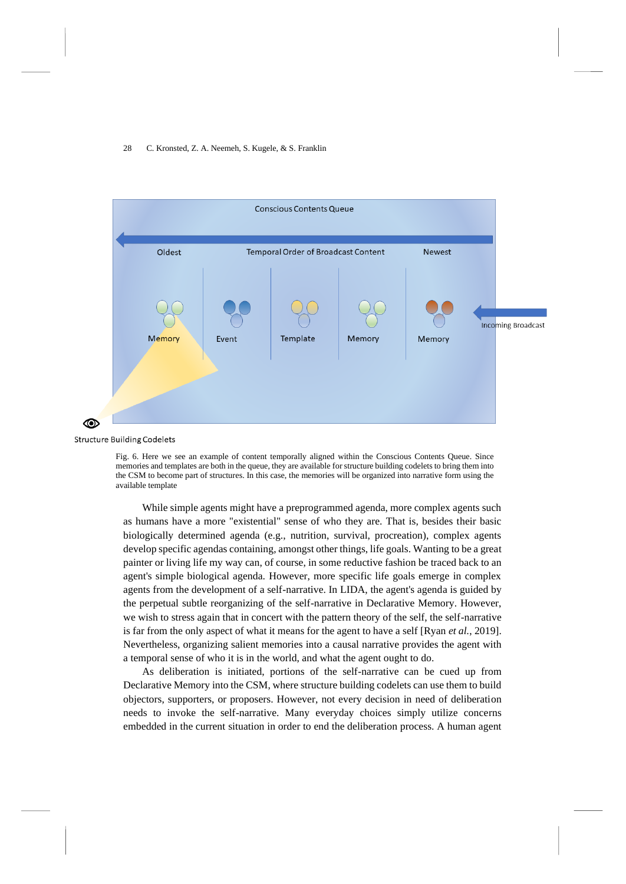Conscious Contents Queue

Oldest — Temporal Order of Broadcast Content — Newest

Memory | Event | Template | Memory | Memory

Incoming Broadcast

Structure Building Codelets

Fig. 6. Here we see an example of content temporally aligned within the Conscious Contents Queue. Since memories and templates are both in the queue, they are available for structure building codelets to bring them into the CSM to become part of structures. In this case, the memories will be organized into narrative form using the available template

While simple agents might have a preprogrammed agenda, more complex agents such as humans have a more "existential" sense of who they are. That is, besides their basic biologically determined agenda (e.g., nutrition, survival, procreation), complex agents develop specific agendas containing, amongst other things, life goals. Wanting to be a great painter or living life my way can, of course, in some reductive fashion be traced back to an agent's simple biological agenda. However, more specific life goals emerge in complex agents from the development of a self-narrative. In LIDA, the agent's agenda is guided by the perpetual subtle reorganizing of the self-narrative in Declarative Memory. However, we wish to stress again that in concert with the pattern theory of the self, the self-narrative is far from the only aspect of what it means for the agent to have a self [Ryan *et al.*, 2019]. Nevertheless, organizing salient memories into a causal narrative provides the agent with a temporal sense of who it is in the world, and what the agent ought to do.

As deliberation is initiated, portions of the self-narrative can be cued up from Declarative Memory into the CSM, where structure building codelets can use them to build objectors, supporters, or proposers. However, not every decision in need of deliberation needs to invoke the self-narrative. Many everyday choices simply utilize concerns embedded in the current situation in order to end the deliberation process. A human agent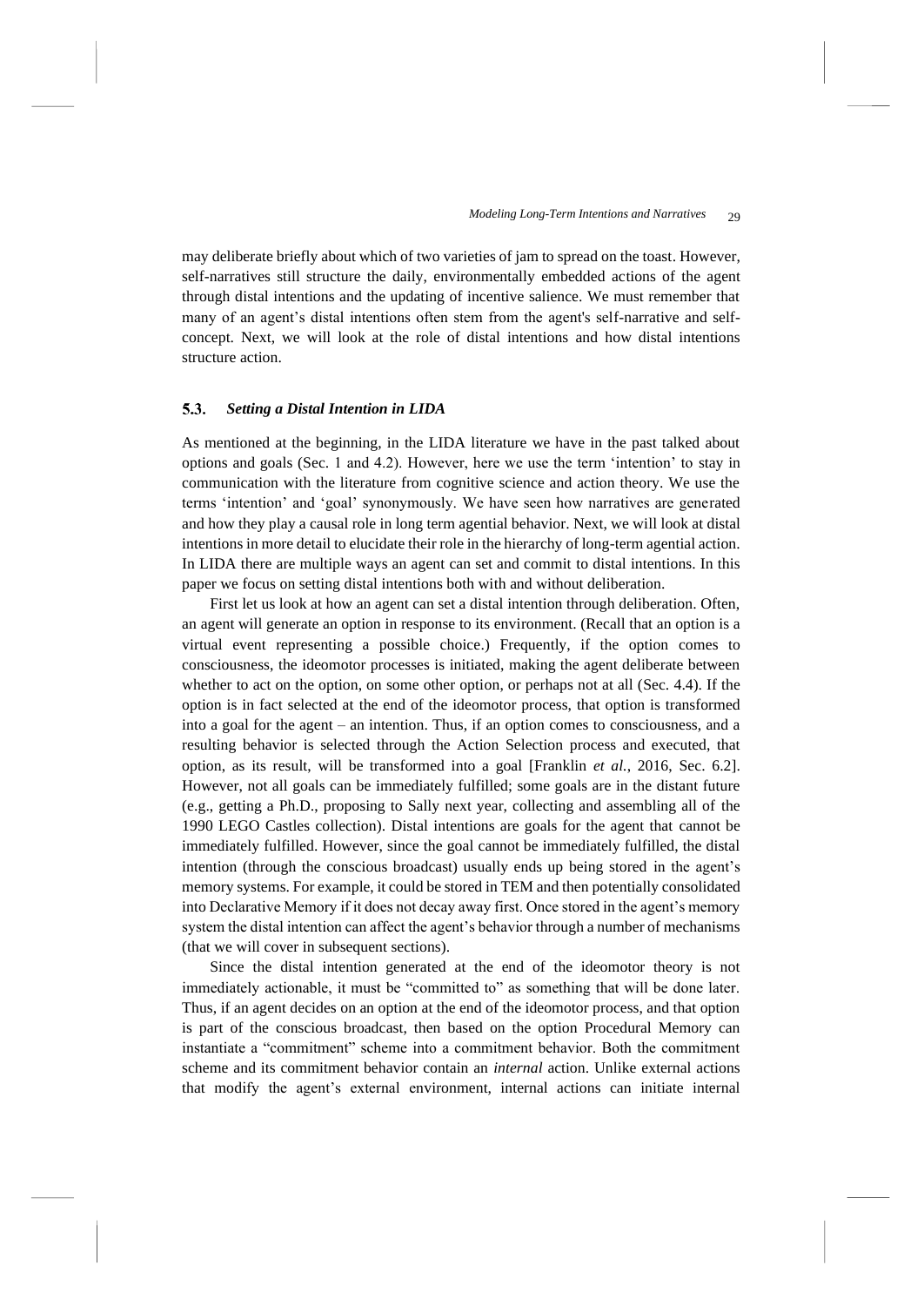may deliberate briefly about which of two varieties of jam to spread on the toast. However, self-narratives still structure the daily, environmentally embedded actions of the agent through distal intentions and the updating of incentive salience. We must remember that many of an agent's distal intentions often stem from the agent's self-narrative and self-concept. Next, we will look at the role of distal intentions and how distal intentions structure action.

### 5.3. *Setting a Distal Intention in LIDA*

As mentioned at the beginning, in the LIDA literature we have in the past talked about options and goals (Sec. 1 and 4.2). However, here we use the term 'intention' to stay in communication with the literature from cognitive science and action theory. We use the terms 'intention' and 'goal' synonymously. We have seen how narratives are generated and how they play a causal role in long term agential behavior. Next, we will look at distal intentions in more detail to elucidate their role in the hierarchy of long-term agential action. In LIDA there are multiple ways an agent can set and commit to distal intentions. In this paper we focus on setting distal intentions both with and without deliberation.

First let us look at how an agent can set a distal intention through deliberation. Often, an agent will generate an option in response to its environment. (Recall that an option is a virtual event representing a possible choice.) Frequently, if the option comes to consciousness, the ideomotor processes is initiated, making the agent deliberate between whether to act on the option, on some other option, or perhaps not at all (Sec. 4.4). If the option is in fact selected at the end of the ideomotor process, that option is transformed into a goal for the agent – an intention. Thus, if an option comes to consciousness, and a resulting behavior is selected through the Action Selection process and executed, that option, as its result, will be transformed into a goal [Franklin *et al.*, 2016, Sec. 6.2]. However, not all goals can be immediately fulfilled; some goals are in the distant future (e.g., getting a Ph.D., proposing to Sally next year, collecting and assembling all of the 1990 LEGO Castles collection). Distal intentions are goals for the agent that cannot be immediately fulfilled. However, since the goal cannot be immediately fulfilled, the distal intention (through the conscious broadcast) usually ends up being stored in the agent's memory systems. For example, it could be stored in TEM and then potentially consolidated into Declarative Memory if it does not decay away first. Once stored in the agent's memory system the distal intention can affect the agent's behavior through a number of mechanisms (that we will cover in subsequent sections).

Since the distal intention generated at the end of the ideomotor theory is not immediately actionable, it must be "committed to" as something that will be done later. Thus, if an agent decides on an option at the end of the ideomotor process, and that option is part of the conscious broadcast, then based on the option Procedural Memory can instantiate a "commitment" scheme into a commitment behavior. Both the commitment scheme and its commitment behavior contain an *internal* action. Unlike external actions that modify the agent's external environment, internal actions can initiate internal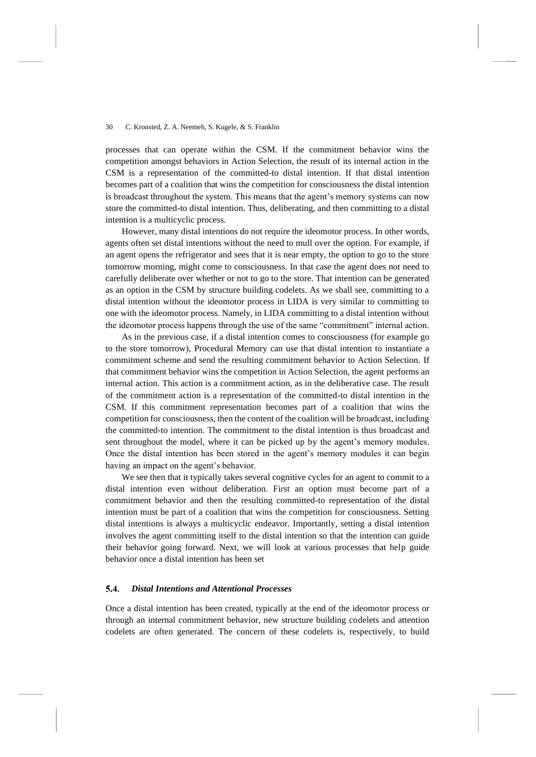processes that can operate within the CSM. If the commitment behavior wins the competition amongst behaviors in Action Selection, the result of its internal action in the CSM is a representation of the committed-to distal intention. If that distal intention becomes part of a coalition that wins the competition for consciousness the distal intention is broadcast throughout the system. This means that the agent's memory systems can now store the committed-to distal intention. Thus, deliberating, and then committing to a distal intention is a multicyclic process.

However, many distal intentions do not require the ideomotor process. In other words, agents often set distal intentions without the need to mull over the option. For example, if an agent opens the refrigerator and sees that it is near empty, the option to go to the store tomorrow morning, might come to consciousness. In that case the agent does not need to carefully deliberate over whether or not to go to the store. That intention can be generated as an option in the CSM by structure building codelets. As we shall see, committing to a distal intention without the ideomotor process in LIDA is very similar to committing to one with the ideomotor process. Namely, in LIDA committing to a distal intention without the ideomotor process happens through the use of the same "commitment" internal action.

As in the previous case, if a distal intention comes to consciousness (for example go to the store tomorrow), Procedural Memory can use that distal intention to instantiate a commitment scheme and send the resulting commitment behavior to Action Selection. If that commitment behavior wins the competition in Action Selection, the agent performs an internal action. This action is a commitment action, as in the deliberative case. The result of the commitment action is a representation of the committed-to distal intention in the CSM. If this commitment representation becomes part of a coalition that wins the competition for consciousness, then the content of the coalition will be broadcast, including the committed-to intention. The commitment to the distal intention is thus broadcast and sent throughout the model, where it can be picked up by the agent's memory modules. Once the distal intention has been stored in the agent's memory modules it can begin having an impact on the agent's behavior.

We see then that it typically takes several cognitive cycles for an agent to commit to a distal intention even without deliberation. First an option must become part of a commitment behavior and then the resulting committed-to representation of the distal intention must be part of a coalition that wins the competition for consciousness. Setting distal intentions is always a multicyclic endeavor. Importantly, setting a distal intention involves the agent committing itself to the distal intention so that the intention can guide their behavior going forward. Next, we will look at various processes that help guide behavior once a distal intention has been set

### 5.4. *Distal Intentions and Attentional Processes*

Once a distal intention has been created, typically at the end of the ideomotor process or through an internal commitment behavior, new structure building codelets and attention codelets are often generated. The concern of these codelets is, respectively, to build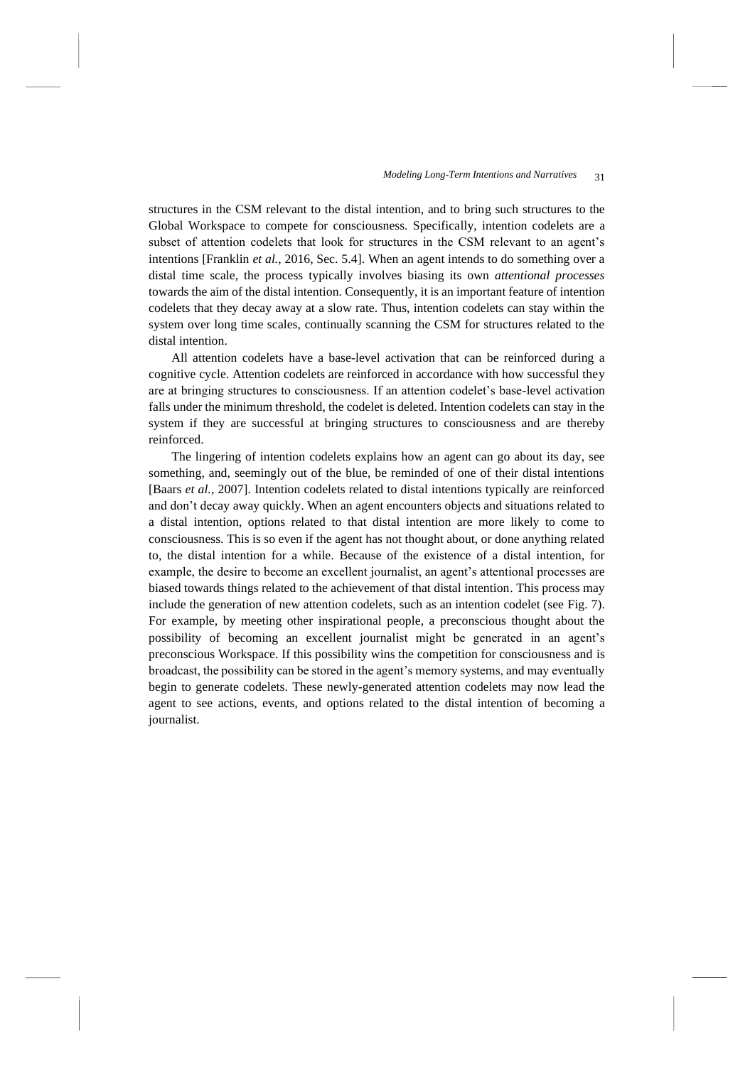structures in the CSM relevant to the distal intention, and to bring such structures to the Global Workspace to compete for consciousness. Specifically, intention codelets are a subset of attention codelets that look for structures in the CSM relevant to an agent's intentions [Franklin *et al.*, 2016, Sec. 5.4]. When an agent intends to do something over a distal time scale, the process typically involves biasing its own *attentional processes* towards the aim of the distal intention. Consequently, it is an important feature of intention codelets that they decay away at a slow rate. Thus, intention codelets can stay within the system over long time scales, continually scanning the CSM for structures related to the distal intention.

All attention codelets have a base-level activation that can be reinforced during a cognitive cycle. Attention codelets are reinforced in accordance with how successful they are at bringing structures to consciousness. If an attention codelet's base-level activation falls under the minimum threshold, the codelet is deleted. Intention codelets can stay in the system if they are successful at bringing structures to consciousness and are thereby reinforced.

The lingering of intention codelets explains how an agent can go about its day, see something, and, seemingly out of the blue, be reminded of one of their distal intentions [Baars *et al.*, 2007]. Intention codelets related to distal intentions typically are reinforced and don't decay away quickly. When an agent encounters objects and situations related to a distal intention, options related to that distal intention are more likely to come to consciousness. This is so even if the agent has not thought about, or done anything related to, the distal intention for a while. Because of the existence of a distal intention, for example, the desire to become an excellent journalist, an agent's attentional processes are biased towards things related to the achievement of that distal intention. This process may include the generation of new attention codelets, such as an intention codelet (see Fig. 7). For example, by meeting other inspirational people, a preconscious thought about the possibility of becoming an excellent journalist might be generated in an agent's preconscious Workspace. If this possibility wins the competition for consciousness and is broadcast, the possibility can be stored in the agent's memory systems, and may eventually begin to generate codelets. These newly-generated attention codelets may now lead the agent to see actions, events, and options related to the distal intention of becoming a journalist.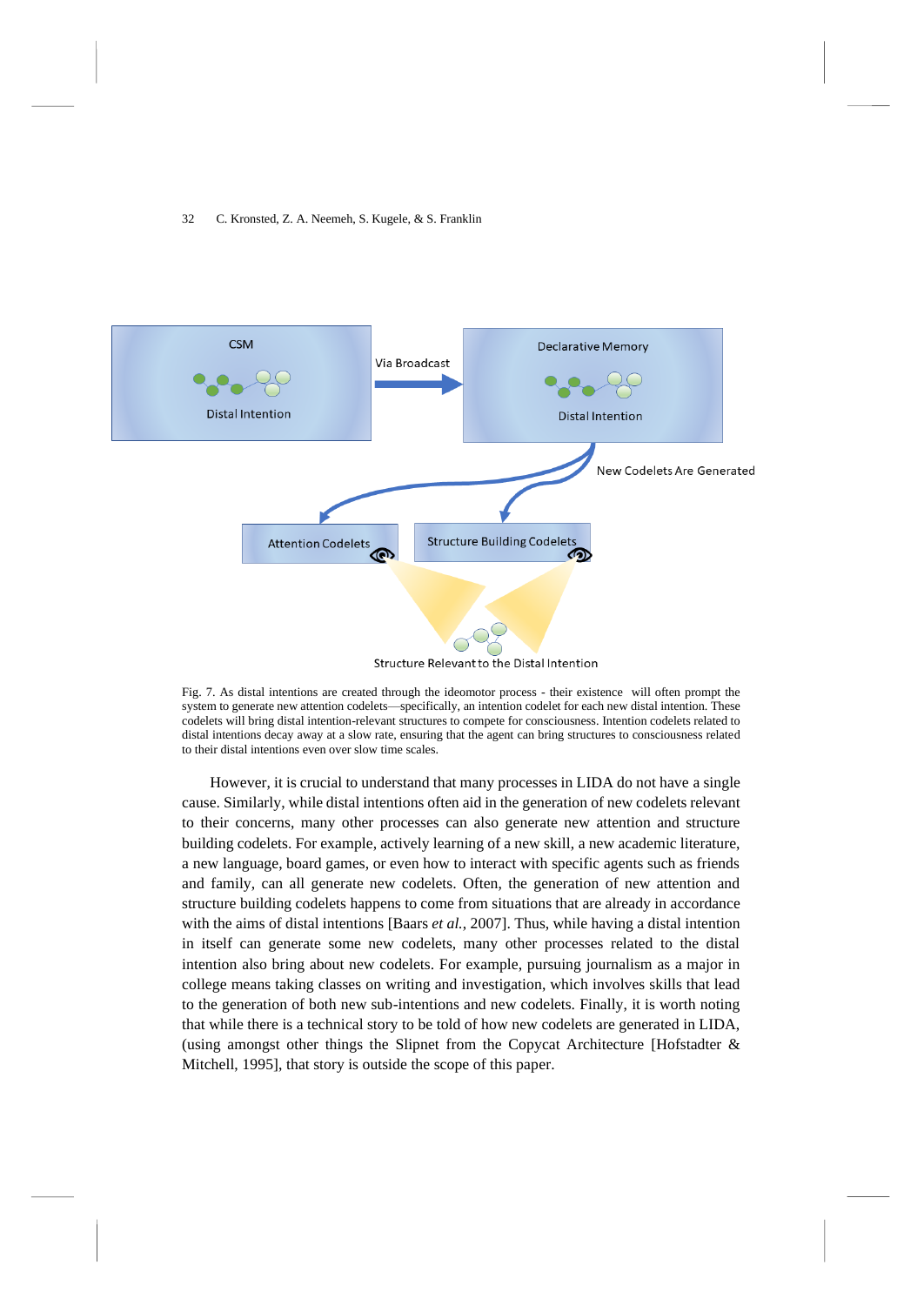Fig. 7. As distal intentions are created through the ideomotor process - their existence will often prompt the system to generate new attention codelets—specifically, an intention codelet for each new distal intention. These codelets will bring distal intention-relevant structures to compete for consciousness. Intention codelets related to distal intentions decay away at a slow rate, ensuring that the agent can bring structures to consciousness related to their distal intentions even over slow time scales.

However, it is crucial to understand that many processes in LIDA do not have a single cause. Similarly, while distal intentions often aid in the generation of new codelets relevant to their concerns, many other processes can also generate new attention and structure building codelets. For example, actively learning of a new skill, a new academic literature, a new language, board games, or even how to interact with specific agents such as friends and family, can all generate new codelets. Often, the generation of new attention and structure building codelets happens to come from situations that are already in accordance with the aims of distal intentions [Baars *et al.*, 2007]. Thus, while having a distal intention in itself can generate some new codelets, many other processes related to the distal intention also bring about new codelets. For example, pursuing journalism as a major in college means taking classes on writing and investigation, which involves skills that lead to the generation of both new sub-intentions and new codelets. Finally, it is worth noting that while there is a technical story to be told of how new codelets are generated in LIDA, (using amongst other things the Slipnet from the Copycat Architecture [Hofstadter & Mitchell, 1995], that story is outside the scope of this paper.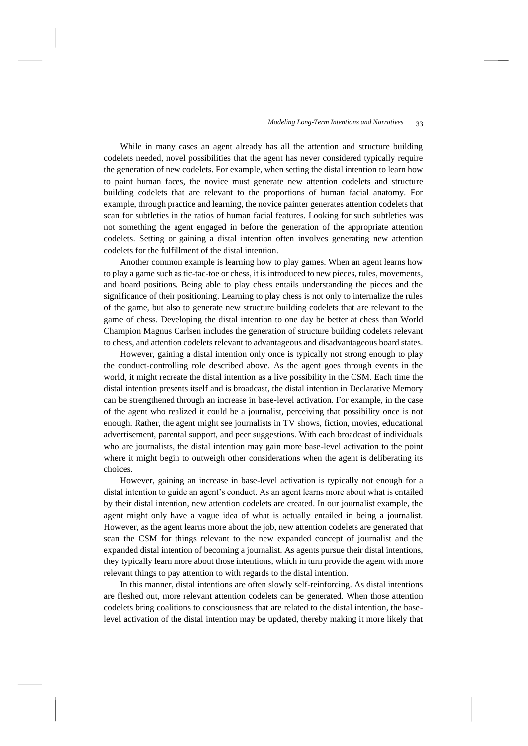While in many cases an agent already has all the attention and structure building codelets needed, novel possibilities that the agent has never considered typically require the generation of new codelets. For example, when setting the distal intention to learn how to paint human faces, the novice must generate new attention codelets and structure building codelets that are relevant to the proportions of human facial anatomy. For example, through practice and learning, the novice painter generates attention codelets that scan for subtleties in the ratios of human facial features. Looking for such subtleties was not something the agent engaged in before the generation of the appropriate attention codelets. Setting or gaining a distal intention often involves generating new attention codelets for the fulfillment of the distal intention.

Another common example is learning how to play games. When an agent learns how to play a game such as tic-tac-toe or chess, it is introduced to new pieces, rules, movements, and board positions. Being able to play chess entails understanding the pieces and the significance of their positioning. Learning to play chess is not only to internalize the rules of the game, but also to generate new structure building codelets that are relevant to the game of chess. Developing the distal intention to one day be better at chess than World Champion Magnus Carlsen includes the generation of structure building codelets relevant to chess, and attention codelets relevant to advantageous and disadvantageous board states.

However, gaining a distal intention only once is typically not strong enough to play the conduct-controlling role described above. As the agent goes through events in the world, it might recreate the distal intention as a live possibility in the CSM. Each time the distal intention presents itself and is broadcast, the distal intention in Declarative Memory can be strengthened through an increase in base-level activation. For example, in the case of the agent who realized it could be a journalist, perceiving that possibility once is not enough. Rather, the agent might see journalists in TV shows, fiction, movies, educational advertisement, parental support, and peer suggestions. With each broadcast of individuals who are journalists, the distal intention may gain more base-level activation to the point where it might begin to outweigh other considerations when the agent is deliberating its choices.

However, gaining an increase in base-level activation is typically not enough for a distal intention to guide an agent's conduct. As an agent learns more about what is entailed by their distal intention, new attention codelets are created. In our journalist example, the agent might only have a vague idea of what is actually entailed in being a journalist. However, as the agent learns more about the job, new attention codelets are generated that scan the CSM for things relevant to the new expanded concept of journalist and the expanded distal intention of becoming a journalist. As agents pursue their distal intentions, they typically learn more about those intentions, which in turn provide the agent with more relevant things to pay attention to with regards to the distal intention.

In this manner, distal intentions are often slowly self-reinforcing. As distal intentions are fleshed out, more relevant attention codelets can be generated. When those attention codelets bring coalitions to consciousness that are related to the distal intention, the base-level activation of the distal intention may be updated, thereby making it more likely that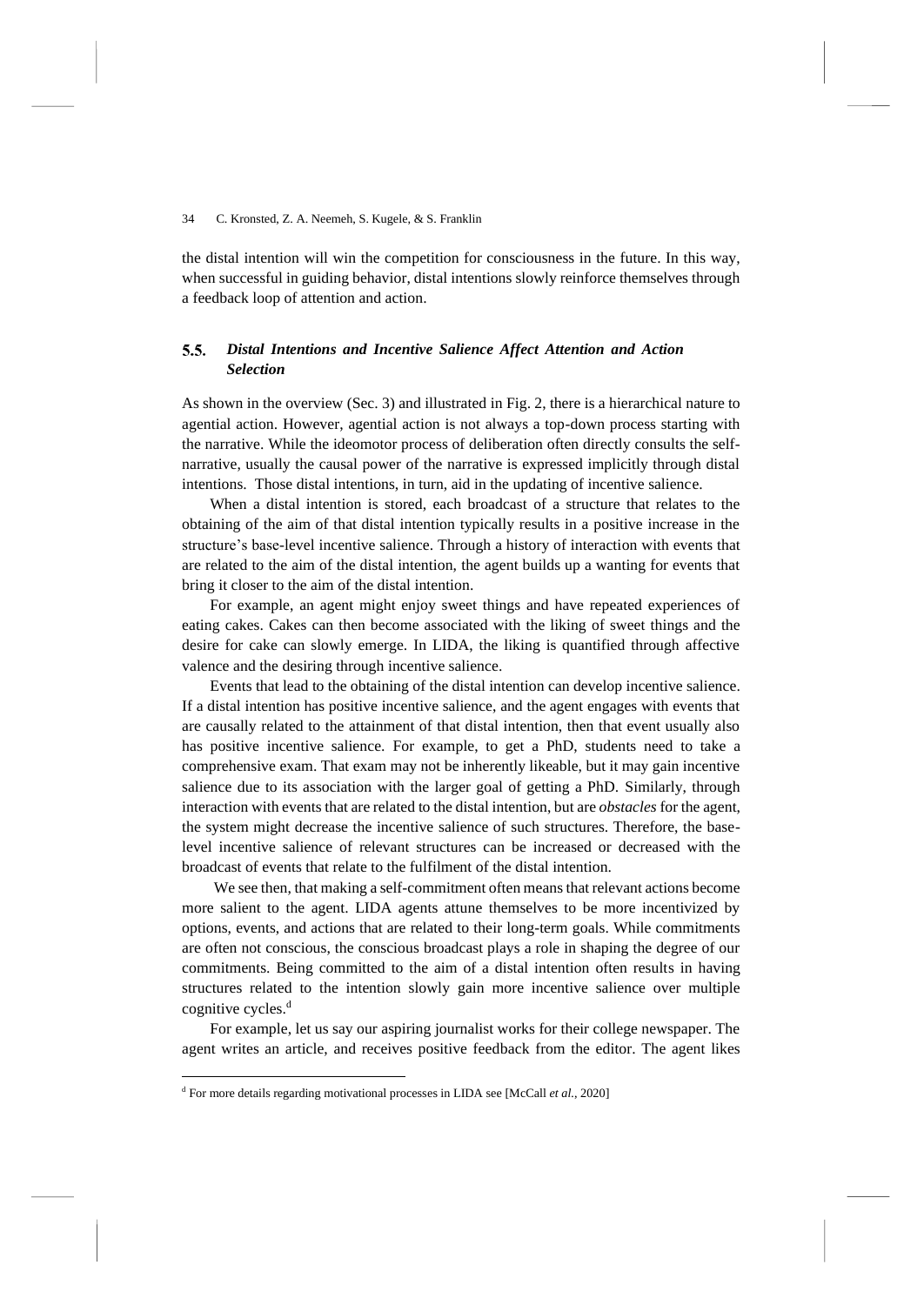the distal intention will win the competition for consciousness in the future. In this way, when successful in guiding behavior, distal intentions slowly reinforce themselves through a feedback loop of attention and action.

### 5.5. *Distal Intentions and Incentive Salience Affect Attention and Action Selection*

As shown in the overview (Sec. 3) and illustrated in Fig. 2, there is a hierarchical nature to agential action. However, agential action is not always a top-down process starting with the narrative. While the ideomotor process of deliberation often directly consults the self-narrative, usually the causal power of the narrative is expressed implicitly through distal intentions. Those distal intentions, in turn, aid in the updating of incentive salience.

When a distal intention is stored, each broadcast of a structure that relates to the obtaining of the aim of that distal intention typically results in a positive increase in the structure's base-level incentive salience. Through a history of interaction with events that are related to the aim of the distal intention, the agent builds up a wanting for events that bring it closer to the aim of the distal intention.

For example, an agent might enjoy sweet things and have repeated experiences of eating cakes. Cakes can then become associated with the liking of sweet things and the desire for cake can slowly emerge. In LIDA, the liking is quantified through affective valence and the desiring through incentive salience.

Events that lead to the obtaining of the distal intention can develop incentive salience. If a distal intention has positive incentive salience, and the agent engages with events that are causally related to the attainment of that distal intention, then that event usually also has positive incentive salience. For example, to get a PhD, students need to take a comprehensive exam. That exam may not be inherently likeable, but it may gain incentive salience due to its association with the larger goal of getting a PhD. Similarly, through interaction with events that are related to the distal intention, but are *obstacles* for the agent, the system might decrease the incentive salience of such structures. Therefore, the base-level incentive salience of relevant structures can be increased or decreased with the broadcast of events that relate to the fulfilment of the distal intention.

We see then, that making a self-commitment often means that relevant actions become more salient to the agent. LIDA agents attune themselves to be more incentivized by options, events, and actions that are related to their long-term goals. While commitments are often not conscious, the conscious broadcast plays a role in shaping the degree of our commitments. Being committed to the aim of a distal intention often results in having structures related to the intention slowly gain more incentive salience over multiple cognitive cycles.[d]

For example, let us say our aspiring journalist works for their college newspaper. The agent writes an article, and receives positive feedback from the editor. The agent likes

[d] For more details regarding motivational processes in LIDA see [McCall *et al.*, 2020]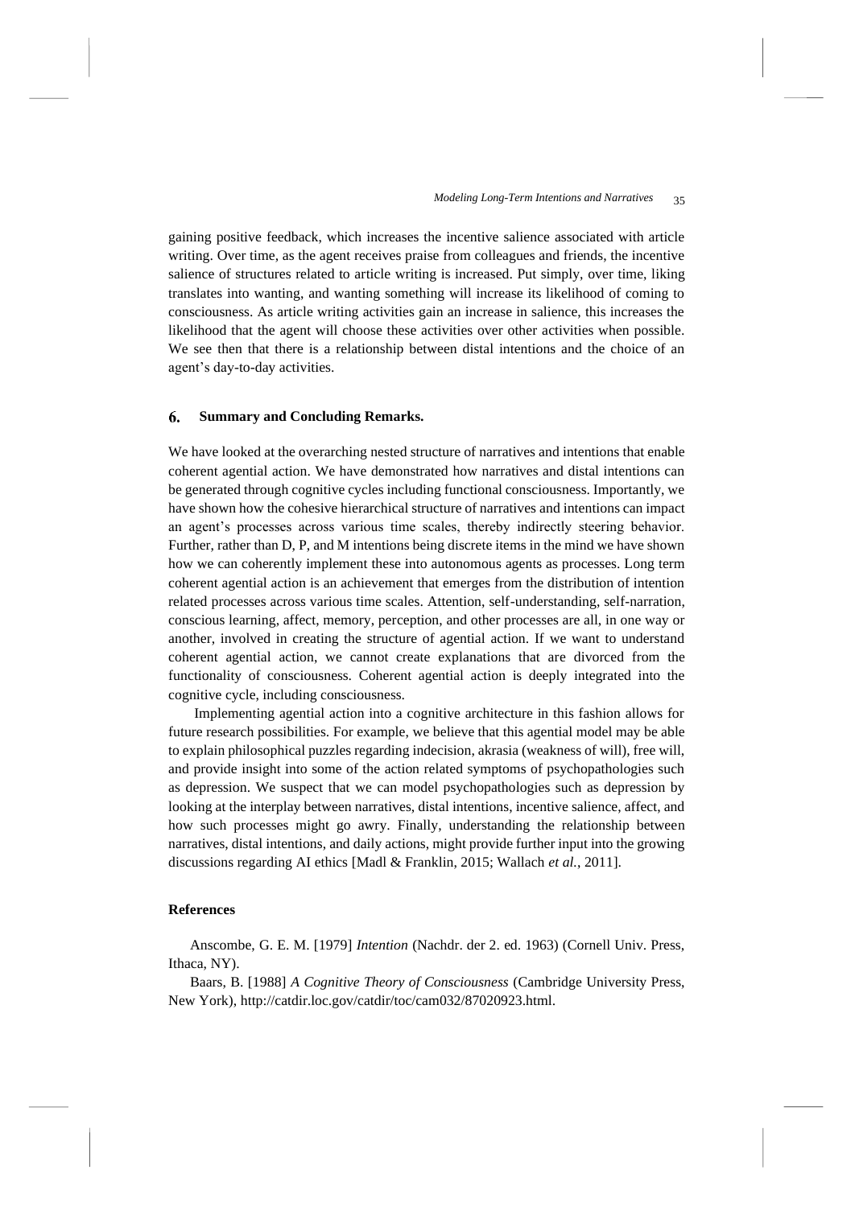gaining positive feedback, which increases the incentive salience associated with article writing. Over time, as the agent receives praise from colleagues and friends, the incentive salience of structures related to article writing is increased. Put simply, over time, liking translates into wanting, and wanting something will increase its likelihood of coming to consciousness. As article writing activities gain an increase in salience, this increases the likelihood that the agent will choose these activities over other activities when possible. We see then that there is a relationship between distal intentions and the choice of an agent's day-to-day activities.

## 6. Summary and Concluding Remarks.

We have looked at the overarching nested structure of narratives and intentions that enable coherent agential action. We have demonstrated how narratives and distal intentions can be generated through cognitive cycles including functional consciousness. Importantly, we have shown how the cohesive hierarchical structure of narratives and intentions can impact an agent's processes across various time scales, thereby indirectly steering behavior. Further, rather than D, P, and M intentions being discrete items in the mind we have shown how we can coherently implement these into autonomous agents as processes. Long term coherent agential action is an achievement that emerges from the distribution of intention related processes across various time scales. Attention, self-understanding, self-narration, conscious learning, affect, memory, perception, and other processes are all, in one way or another, involved in creating the structure of agential action. If we want to understand coherent agential action, we cannot create explanations that are divorced from the functionality of consciousness. Coherent agential action is deeply integrated into the cognitive cycle, including consciousness.

Implementing agential action into a cognitive architecture in this fashion allows for future research possibilities. For example, we believe that this agential model may be able to explain philosophical puzzles regarding indecision, akrasia (weakness of will), free will, and provide insight into some of the action related symptoms of psychopathologies such as depression. We suspect that we can model psychopathologies such as depression by looking at the interplay between narratives, distal intentions, incentive salience, affect, and how such processes might go awry. Finally, understanding the relationship between narratives, distal intentions, and daily actions, might provide further input into the growing discussions regarding AI ethics [Madl & Franklin, 2015; Wallach *et al.*, 2011].

### References

Anscombe, G. E. M. [1979] *Intention* (Nachdr. der 2. ed. 1963) (Cornell Univ. Press, Ithaca, NY).

Baars, B. [1988] *A Cognitive Theory of Consciousness* (Cambridge University Press, New York), http://catdir.loc.gov/catdir/toc/cam032/87020923.html.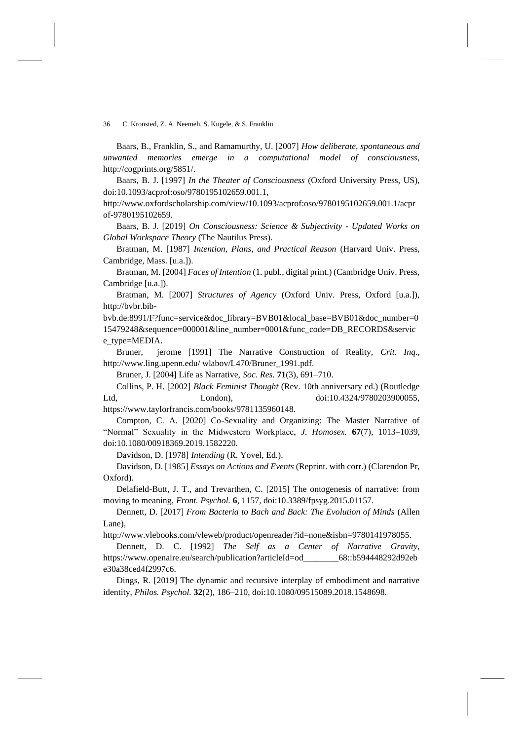Baars, B., Franklin, S., and Ramamurthy, U. [2007] *How deliberate, spontaneous and unwanted memories emerge in a computational model of consciousness*, http://cogprints.org/5851/.

Baars, B. J. [1997] *In the Theater of Consciousness* (Oxford University Press, US), doi:10.1093/acprof:oso/9780195102659.001.1, http://www.oxfordscholarship.com/view/10.1093/acprof:oso/9780195102659.001.1/acprof-9780195102659.

Baars, B. J. [2019] *On Consciousness: Science & Subjectivity - Updated Works on Global Workspace Theory* (The Nautilus Press).

Bratman, M. [1987] *Intention, Plans, and Practical Reason* (Harvard Univ. Press, Cambridge, Mass. [u.a.]).

Bratman, M. [2004] *Faces of Intention* (1. publ., digital print.) (Cambridge Univ. Press, Cambridge [u.a.]).

Bratman, M. [2007] *Structures of Agency* (Oxford Univ. Press, Oxford [u.a.]), http://bvbr.bib-bvb.de:8991/F?func=service&doc_library=BVB01&local_base=BVB01&doc_number=015479248&sequence=000001&line_number=0001&func_code=DB_RECORDS&service_type=MEDIA.

Bruner, jerome [1991] The Narrative Construction of Reality, *Crit. Inq.*, http://www.ling.upenn.edu/ wlabov/L470/Bruner_1991.pdf.

Bruner, J. [2004] Life as Narrative, *Soc. Res.* **71**(3), 691–710.

Collins, P. H. [2002] *Black Feminist Thought* (Rev. 10th anniversary ed.) (Routledge Ltd, London), doi:10.4324/9780203900055, https://www.taylorfrancis.com/books/9781135960148.

Compton, C. A. [2020] Co-Sexuality and Organizing: The Master Narrative of "Normal" Sexuality in the Midwestern Workplace, *J. Homosex.* **67**(7), 1013–1039, doi:10.1080/00918369.2019.1582220.

Davidson, D. [1978] *Intending* (R. Yovel, Ed.).

Davidson, D. [1985] *Essays on Actions and Events* (Reprint. with corr.) (Clarendon Pr, Oxford).

Delafield-Butt, J. T., and Trevarthen, C. [2015] The ontogenesis of narrative: from moving to meaning, *Front. Psychol.* **6**, 1157, doi:10.3389/fpsyg.2015.01157.

Dennett, D. [2017] *From Bacteria to Bach and Back: The Evolution of Minds* (Allen Lane), http://www.vlebooks.com/vleweb/product/openreader?id=none&isbn=9780141978055.

Dennett, D. C. [1992] *The Self as a Center of Narrative Gravity*, https://www.openaire.eu/search/publication?articleId=od________68::b594448292d92ebe30a38ced4f2997c6.

Dings, R. [2019] The dynamic and recursive interplay of embodiment and narrative identity, *Philos. Psychol.* **32**(2), 186–210, doi:10.1080/09515089.2018.1548698.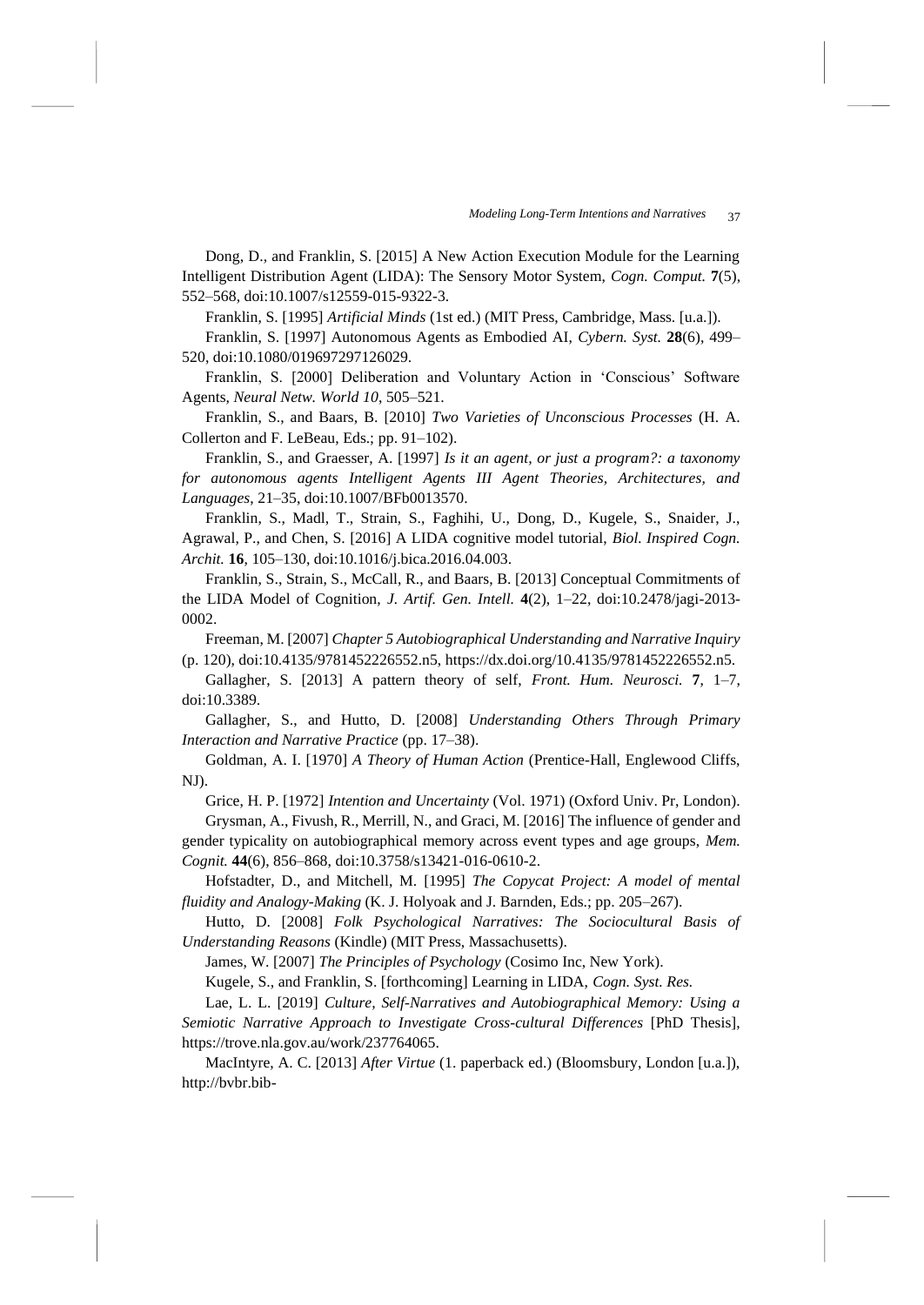Dong, D., and Franklin, S. [2015] A New Action Execution Module for the Learning Intelligent Distribution Agent (LIDA): The Sensory Motor System, *Cogn. Comput.* **7**(5), 552–568, doi:10.1007/s12559-015-9322-3.

Franklin, S. [1995] *Artificial Minds* (1st ed.) (MIT Press, Cambridge, Mass. [u.a.]).

Franklin, S. [1997] Autonomous Agents as Embodied AI, *Cybern. Syst.* **28**(6), 499–520, doi:10.1080/019697297126029.

Franklin, S. [2000] Deliberation and Voluntary Action in 'Conscious' Software Agents, *Neural Netw. World 10*, 505–521.

Franklin, S., and Baars, B. [2010] *Two Varieties of Unconscious Processes* (H. A. Collerton and F. LeBeau, Eds.; pp. 91–102).

Franklin, S., and Graesser, A. [1997] *Is it an agent, or just a program?: a taxonomy for autonomous agents Intelligent Agents III Agent Theories, Architectures, and Languages*, 21–35, doi:10.1007/BFb0013570.

Franklin, S., Madl, T., Strain, S., Faghihi, U., Dong, D., Kugele, S., Snaider, J., Agrawal, P., and Chen, S. [2016] A LIDA cognitive model tutorial, *Biol. Inspired Cogn. Archit.* **16**, 105–130, doi:10.1016/j.bica.2016.04.003.

Franklin, S., Strain, S., McCall, R., and Baars, B. [2013] Conceptual Commitments of the LIDA Model of Cognition, *J. Artif. Gen. Intell.* **4**(2), 1–22, doi:10.2478/jagi-2013-0002.

Freeman, M. [2007] *Chapter 5 Autobiographical Understanding and Narrative Inquiry* (p. 120), doi:10.4135/9781452226552.n5, https://dx.doi.org/10.4135/9781452226552.n5.

Gallagher, S. [2013] A pattern theory of self, *Front. Hum. Neurosci.* **7**, 1–7, doi:10.3389.

Gallagher, S., and Hutto, D. [2008] *Understanding Others Through Primary Interaction and Narrative Practice* (pp. 17–38).

Goldman, A. I. [1970] *A Theory of Human Action* (Prentice-Hall, Englewood Cliffs, NJ).

Grice, H. P. [1972] *Intention and Uncertainty* (Vol. 1971) (Oxford Univ. Pr, London).

Grysman, A., Fivush, R., Merrill, N., and Graci, M. [2016] The influence of gender and gender typicality on autobiographical memory across event types and age groups, *Mem. Cognit.* **44**(6), 856–868, doi:10.3758/s13421-016-0610-2.

Hofstadter, D., and Mitchell, M. [1995] *The Copycat Project: A model of mental fluidity and Analogy-Making* (K. J. Holyoak and J. Barnden, Eds.; pp. 205–267).

Hutto, D. [2008] *Folk Psychological Narratives: The Sociocultural Basis of Understanding Reasons* (Kindle) (MIT Press, Massachusetts).

James, W. [2007] *The Principles of Psychology* (Cosimo Inc, New York).

Kugele, S., and Franklin, S. [forthcoming] Learning in LIDA, *Cogn. Syst. Res.*

Lae, L. L. [2019] *Culture, Self-Narratives and Autobiographical Memory: Using a Semiotic Narrative Approach to Investigate Cross-cultural Differences* [PhD Thesis], https://trove.nla.gov.au/work/237764065.

MacIntyre, A. C. [2013] *After Virtue* (1. paperback ed.) (Bloomsbury, London [u.a.]), http://bvbr.bib-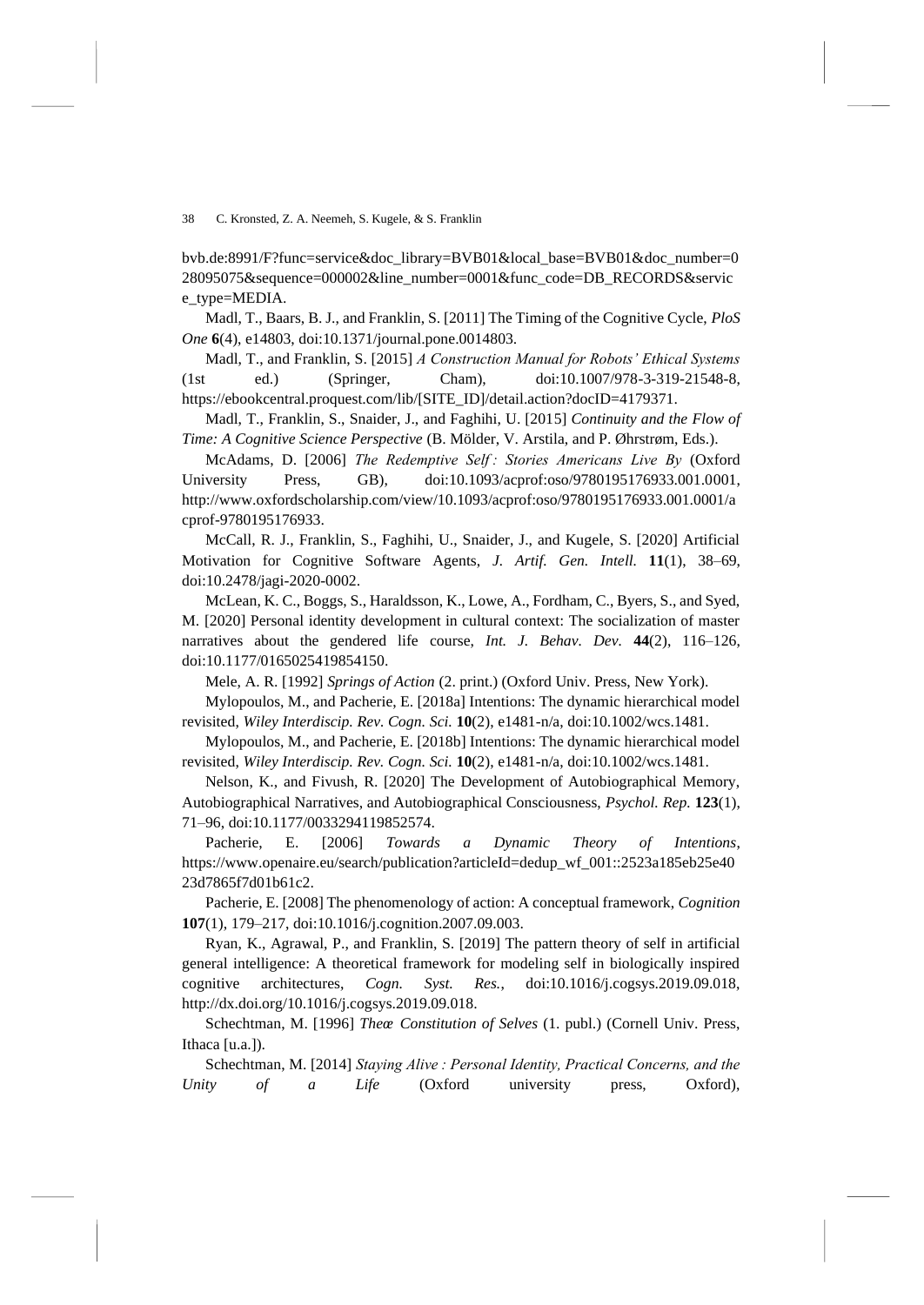bvb.de:8991/F?func=service&doc_library=BVB01&local_base=BVB01&doc_number=028095075&sequence=000002&line_number=0001&func_code=DB_RECORDS&service_type=MEDIA.

Madl, T., Baars, B. J., and Franklin, S. [2011] The Timing of the Cognitive Cycle, *PloS One* **6**(4), e14803, doi:10.1371/journal.pone.0014803.

Madl, T., and Franklin, S. [2015] *A Construction Manual for Robots' Ethical Systems* (1st ed.) (Springer, Cham), doi:10.1007/978-3-319-21548-8, https://ebookcentral.proquest.com/lib/[SITE_ID]/detail.action?docID=4179371.

Madl, T., Franklin, S., Snaider, J., and Faghihi, U. [2015] *Continuity and the Flow of Time: A Cognitive Science Perspective* (B. Mölder, V. Arstila, and P. Øhrstrøm, Eds.).

McAdams, D. [2006] *The Redemptive Self : Stories Americans Live By* (Oxford University Press, GB), doi:10.1093/acprof:oso/9780195176933.001.0001, http://www.oxfordscholarship.com/view/10.1093/acprof:oso/9780195176933.001.0001/acprof-9780195176933.

McCall, R. J., Franklin, S., Faghihi, U., Snaider, J., and Kugele, S. [2020] Artificial Motivation for Cognitive Software Agents, *J. Artif. Gen. Intell.* **11**(1), 38–69, doi:10.2478/jagi-2020-0002.

McLean, K. C., Boggs, S., Haraldsson, K., Lowe, A., Fordham, C., Byers, S., and Syed, M. [2020] Personal identity development in cultural context: The socialization of master narratives about the gendered life course, *Int. J. Behav. Dev.* **44**(2), 116–126, doi:10.1177/0165025419854150.

Mele, A. R. [1992] *Springs of Action* (2. print.) (Oxford Univ. Press, New York).

Mylopoulos, M., and Pacherie, E. [2018a] Intentions: The dynamic hierarchical model revisited, *Wiley Interdiscip. Rev. Cogn. Sci.* **10**(2), e1481-n/a, doi:10.1002/wcs.1481.

Mylopoulos, M., and Pacherie, E. [2018b] Intentions: The dynamic hierarchical model revisited, *Wiley Interdiscip. Rev. Cogn. Sci.* **10**(2), e1481-n/a, doi:10.1002/wcs.1481.

Nelson, K., and Fivush, R. [2020] The Development of Autobiographical Memory, Autobiographical Narratives, and Autobiographical Consciousness, *Psychol. Rep.* **123**(1), 71–96, doi:10.1177/0033294119852574.

Pacherie, E. [2006] *Towards a Dynamic Theory of Intentions*, https://www.openaire.eu/search/publication?articleId=dedup_wf_001::2523a185eb25e4023d7865f7d01b61c2.

Pacherie, E. [2008] The phenomenology of action: A conceptual framework, *Cognition* **107**(1), 179–217, doi:10.1016/j.cognition.2007.09.003.

Ryan, K., Agrawal, P., and Franklin, S. [2019] The pattern theory of self in artificial general intelligence: A theoretical framework for modeling self in biologically inspired cognitive architectures, *Cogn. Syst. Res.*, doi:10.1016/j.cogsys.2019.09.018, http://dx.doi.org/10.1016/j.cogsys.2019.09.018.

Schechtman, M. [1996] *Theœ Constitution of Selves* (1. publ.) (Cornell Univ. Press, Ithaca [u.a.]).

Schechtman, M. [2014] *Staying Alive : Personal Identity, Practical Concerns, and the Unity of a Life* (Oxford university press, Oxford),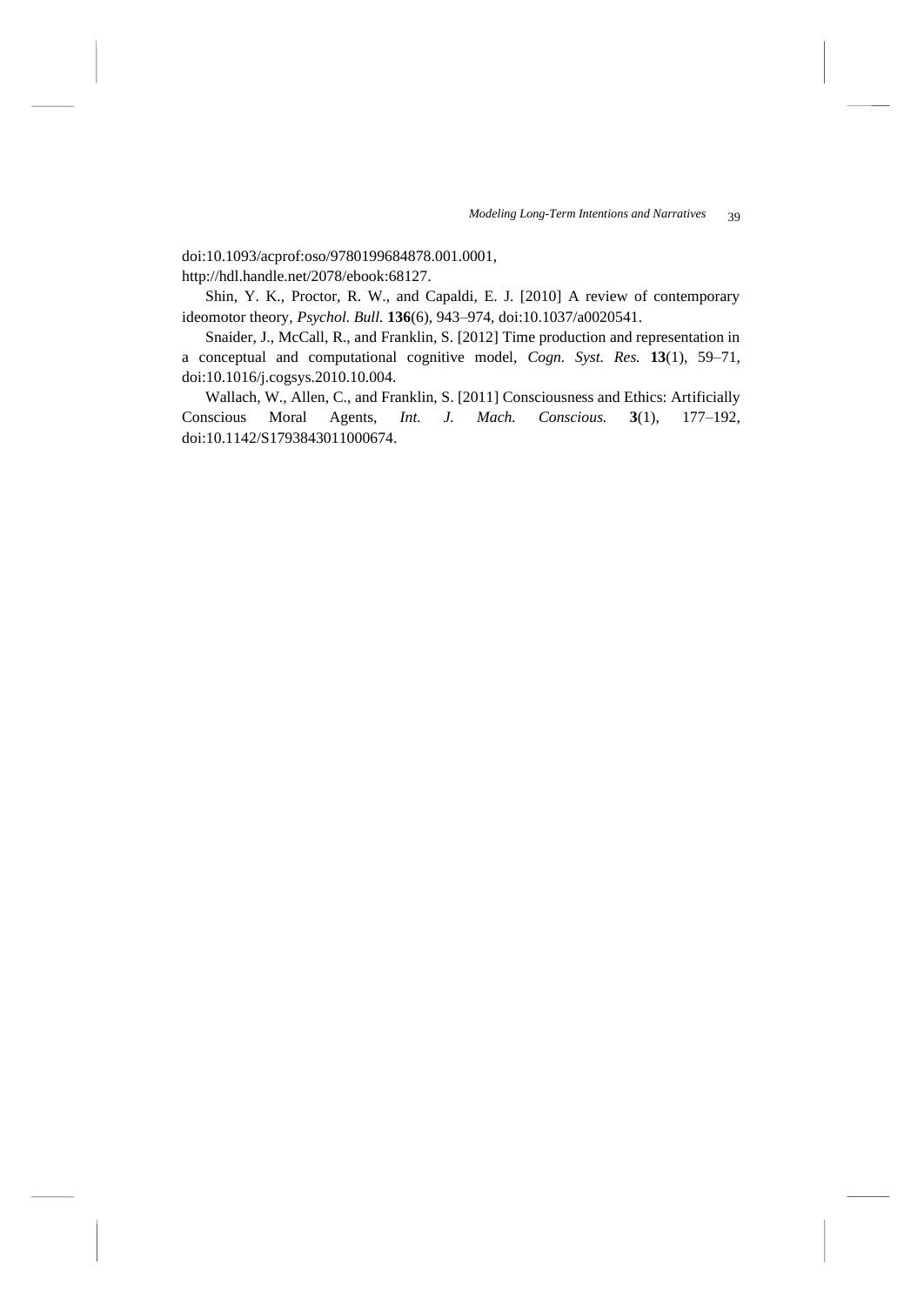doi:10.1093/acprof:oso/9780199684878.001.0001,
http://hdl.handle.net/2078/ebook:68127.

Shin, Y. K., Proctor, R. W., and Capaldi, E. J. [2010] A review of contemporary ideomotor theory, *Psychol. Bull.* **136**(6), 943–974, doi:10.1037/a0020541.

Snaider, J., McCall, R., and Franklin, S. [2012] Time production and representation in a conceptual and computational cognitive model, *Cogn. Syst. Res.* **13**(1), 59–71, doi:10.1016/j.cogsys.2010.10.004.

Wallach, W., Allen, C., and Franklin, S. [2011] Consciousness and Ethics: Artificially Conscious Moral Agents, *Int. J. Mach. Conscious.* **3**(1), 177–192, doi:10.1142/S1793843011000674.